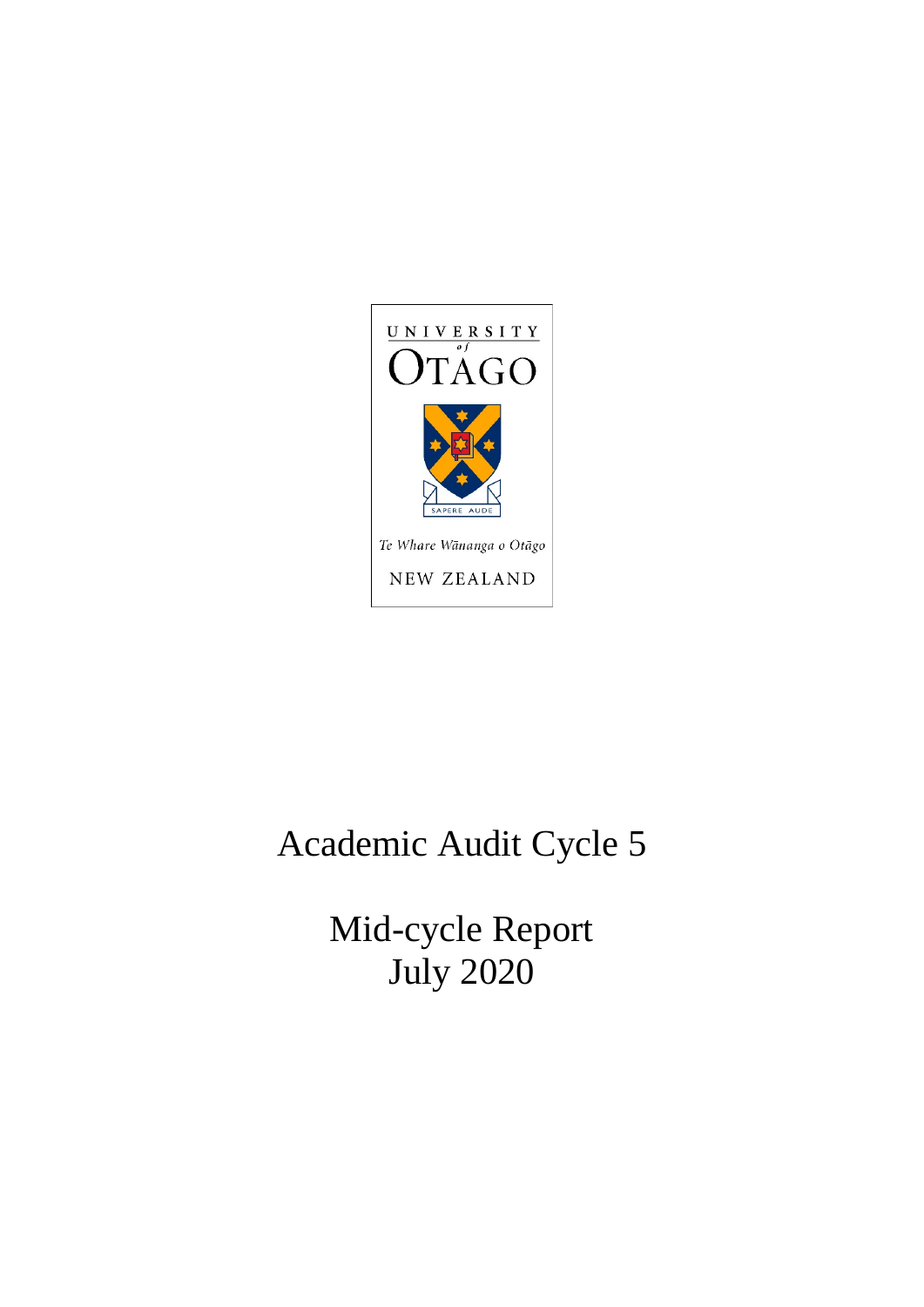UNIVERSITY of OTAGO

Te Whare Wānanga o Otāgo

NEW ZEALAND

# Academic Audit Cycle 5

## Mid-cycle Report July 2020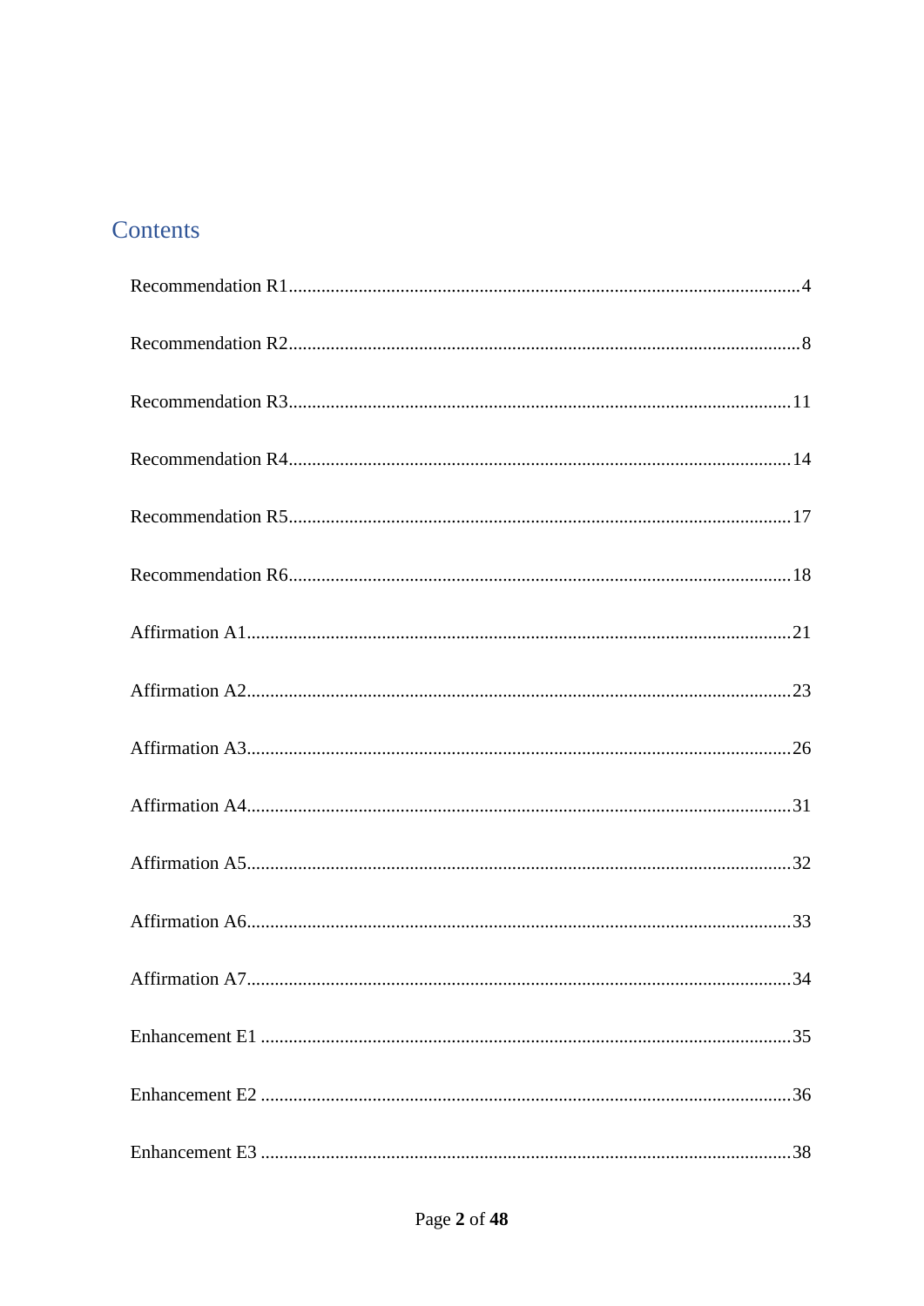# Contents

Recommendation R1 .......... 4

Recommendation R2 .......... 8

Recommendation R3 .......... 11

Recommendation R4 .......... 14

Recommendation R5 .......... 17

Recommendation R6 .......... 18

Affirmation A1 .......... 21

Affirmation A2 .......... 23

Affirmation A3 .......... 26

Affirmation A4 .......... 31

Affirmation A5 .......... 32

Affirmation A6 .......... 33

Affirmation A7 .......... 34

Enhancement E1 .......... 35

Enhancement E2 .......... 36

Enhancement E3 .......... 38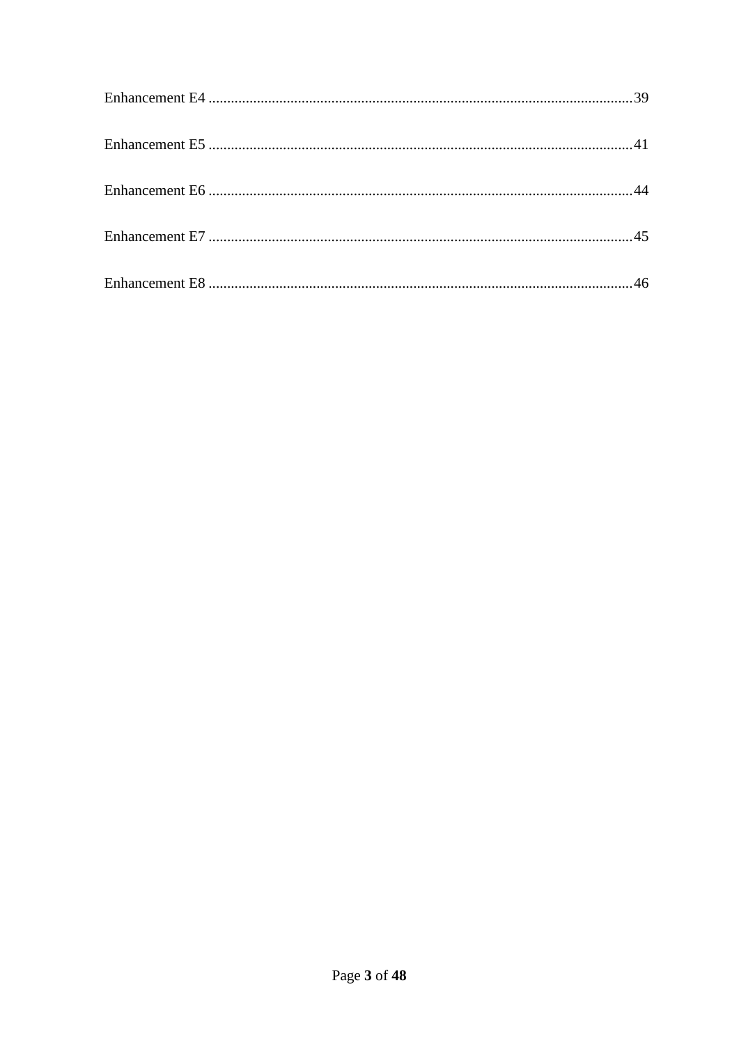Enhancement E4 ................................................................................................................39

Enhancement E5 ................................................................................................................41

Enhancement E6 ................................................................................................................44

Enhancement E7 ................................................................................................................45

Enhancement E8 ................................................................................................................46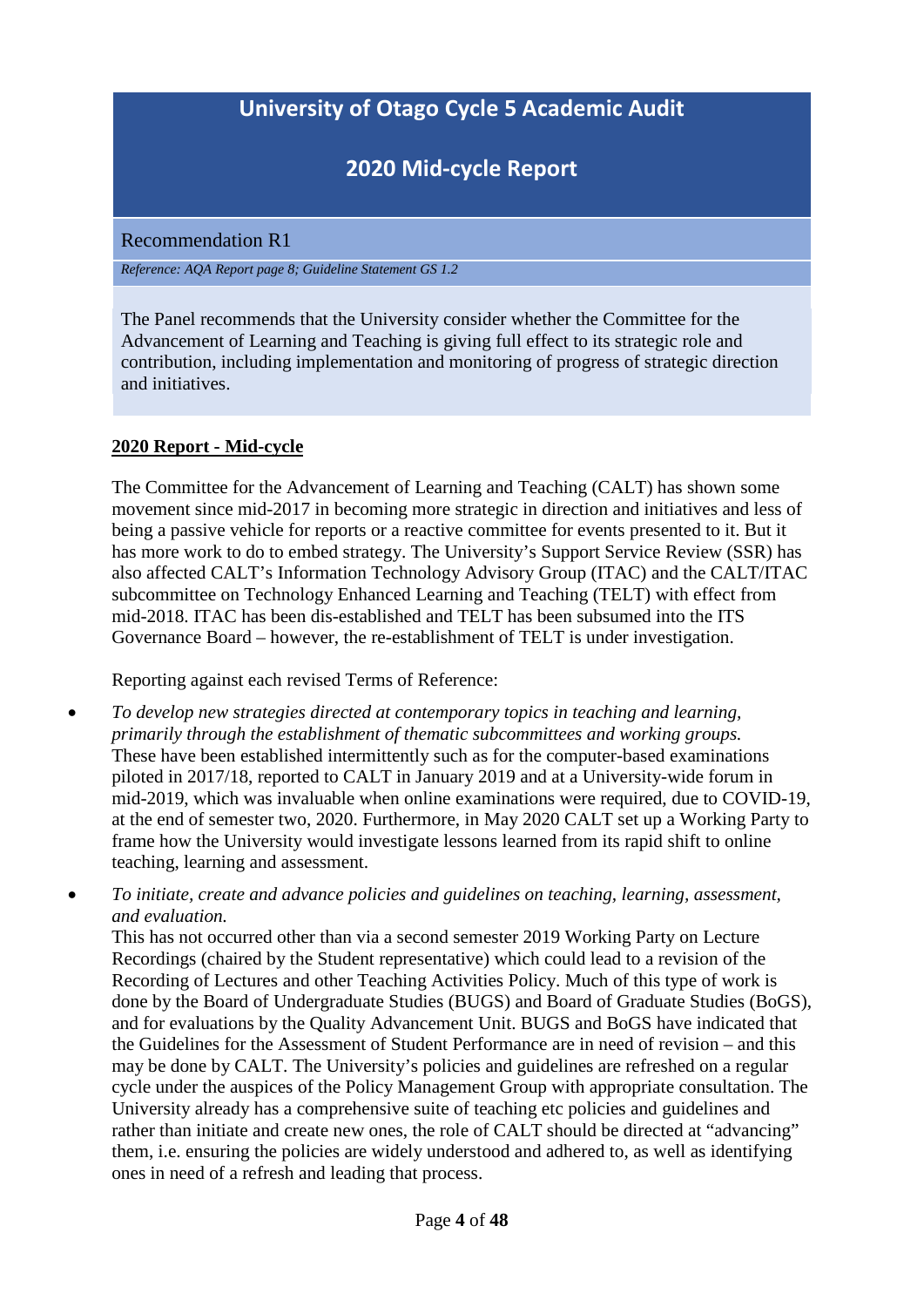# University of Otago Cycle 5 Academic Audit

## 2020 Mid-cycle Report

### Recommendation R1

*Reference: AQA Report page 8; Guideline Statement GS 1.2*

The Panel recommends that the University consider whether the Committee for the Advancement of Learning and Teaching is giving full effect to its strategic role and contribution, including implementation and monitoring of progress of strategic direction and initiatives.

**2020 Report - Mid-cycle**

The Committee for the Advancement of Learning and Teaching (CALT) has shown some movement since mid-2017 in becoming more strategic in direction and initiatives and less of being a passive vehicle for reports or a reactive committee for events presented to it. But it has more work to do to embed strategy. The University's Support Service Review (SSR) has also affected CALT's Information Technology Advisory Group (ITAC) and the CALT/ITAC subcommittee on Technology Enhanced Learning and Teaching (TELT) with effect from mid-2018. ITAC has been dis-established and TELT has been subsumed into the ITS Governance Board – however, the re-establishment of TELT is under investigation.

Reporting against each revised Terms of Reference:

- *To develop new strategies directed at contemporary topics in teaching and learning, primarily through the establishment of thematic subcommittees and working groups.* These have been established intermittently such as for the computer-based examinations piloted in 2017/18, reported to CALT in January 2019 and at a University-wide forum in mid-2019, which was invaluable when online examinations were required, due to COVID-19, at the end of semester two, 2020. Furthermore, in May 2020 CALT set up a Working Party to frame how the University would investigate lessons learned from its rapid shift to online teaching, learning and assessment.
- *To initiate, create and advance policies and guidelines on teaching, learning, assessment, and evaluation.* This has not occurred other than via a second semester 2019 Working Party on Lecture Recordings (chaired by the Student representative) which could lead to a revision of the Recording of Lectures and other Teaching Activities Policy. Much of this type of work is done by the Board of Undergraduate Studies (BUGS) and Board of Graduate Studies (BoGS), and for evaluations by the Quality Advancement Unit. BUGS and BoGS have indicated that the Guidelines for the Assessment of Student Performance are in need of revision – and this may be done by CALT. The University's policies and guidelines are refreshed on a regular cycle under the auspices of the Policy Management Group with appropriate consultation. The University already has a comprehensive suite of teaching etc policies and guidelines and rather than initiate and create new ones, the role of CALT should be directed at "advancing" them, i.e. ensuring the policies are widely understood and adhered to, as well as identifying ones in need of a refresh and leading that process.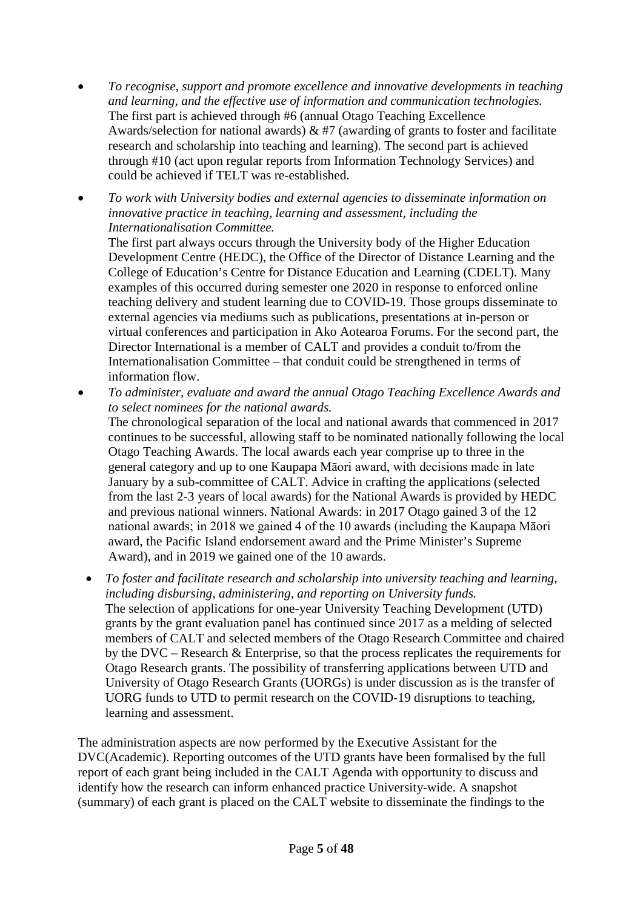- *To recognise, support and promote excellence and innovative developments in teaching and learning, and the effective use of information and communication technologies.*
  The first part is achieved through #6 (annual Otago Teaching Excellence Awards/selection for national awards) & #7 (awarding of grants to foster and facilitate research and scholarship into teaching and learning). The second part is achieved through #10 (act upon regular reports from Information Technology Services) and could be achieved if TELT was re-established.

- *To work with University bodies and external agencies to disseminate information on innovative practice in teaching, learning and assessment, including the Internationalisation Committee.*
  The first part always occurs through the University body of the Higher Education Development Centre (HEDC), the Office of the Director of Distance Learning and the College of Education's Centre for Distance Education and Learning (CDELT). Many examples of this occurred during semester one 2020 in response to enforced online teaching delivery and student learning due to COVID-19. Those groups disseminate to external agencies via mediums such as publications, presentations at in-person or virtual conferences and participation in Ako Aotearoa Forums. For the second part, the Director International is a member of CALT and provides a conduit to/from the Internationalisation Committee – that conduit could be strengthened in terms of information flow.

- *To administer, evaluate and award the annual Otago Teaching Excellence Awards and to select nominees for the national awards.*
  The chronological separation of the local and national awards that commenced in 2017 continues to be successful, allowing staff to be nominated nationally following the local Otago Teaching Awards. The local awards each year comprise up to three in the general category and up to one Kaupapa Māori award, with decisions made in late January by a sub-committee of CALT. Advice in crafting the applications (selected from the last 2-3 years of local awards) for the National Awards is provided by HEDC and previous national winners. National Awards: in 2017 Otago gained 3 of the 12 national awards; in 2018 we gained 4 of the 10 awards (including the Kaupapa Māori award, the Pacific Island endorsement award and the Prime Minister's Supreme Award), and in 2019 we gained one of the 10 awards.

- *To foster and facilitate research and scholarship into university teaching and learning, including disbursing, administering, and reporting on University funds.*
  The selection of applications for one-year University Teaching Development (UTD) grants by the grant evaluation panel has continued since 2017 as a melding of selected members of CALT and selected members of the Otago Research Committee and chaired by the DVC – Research & Enterprise, so that the process replicates the requirements for Otago Research grants. The possibility of transferring applications between UTD and University of Otago Research Grants (UORGs) is under discussion as is the transfer of UORG funds to UTD to permit research on the COVID-19 disruptions to teaching, learning and assessment.

The administration aspects are now performed by the Executive Assistant for the DVC(Academic). Reporting outcomes of the UTD grants have been formalised by the full report of each grant being included in the CALT Agenda with opportunity to discuss and identify how the research can inform enhanced practice University-wide. A snapshot (summary) of each grant is placed on the CALT website to disseminate the findings to the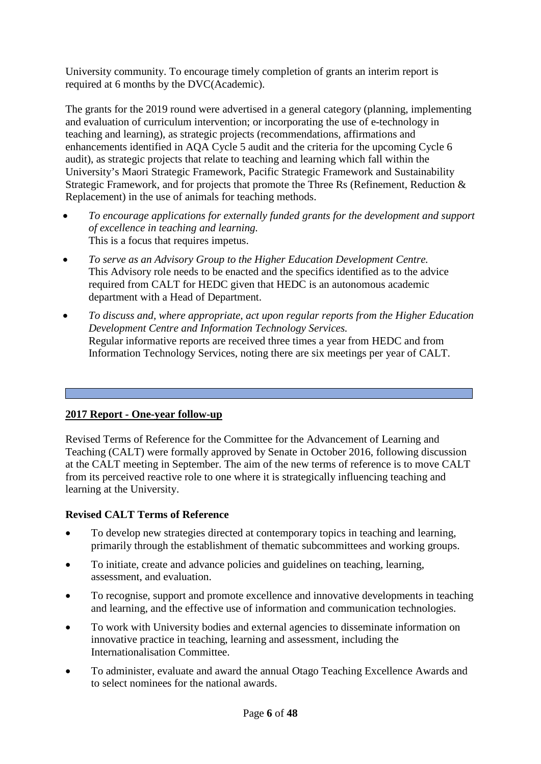University community. To encourage timely completion of grants an interim report is required at 6 months by the DVC(Academic).

The grants for the 2019 round were advertised in a general category (planning, implementing and evaluation of curriculum intervention; or incorporating the use of e-technology in teaching and learning), as strategic projects (recommendations, affirmations and enhancements identified in AQA Cycle 5 audit and the criteria for the upcoming Cycle 6 audit), as strategic projects that relate to teaching and learning which fall within the University's Maori Strategic Framework, Pacific Strategic Framework and Sustainability Strategic Framework, and for projects that promote the Three Rs (Refinement, Reduction & Replacement) in the use of animals for teaching methods.

- *To encourage applications for externally funded grants for the development and support of excellence in teaching and learning.*
  This is a focus that requires impetus.
- *To serve as an Advisory Group to the Higher Education Development Centre.*
  This Advisory role needs to be enacted and the specifics identified as to the advice required from CALT for HEDC given that HEDC is an autonomous academic department with a Head of Department.
- *To discuss and, where appropriate, act upon regular reports from the Higher Education Development Centre and Information Technology Services.*
  Regular informative reports are received three times a year from HEDC and from Information Technology Services, noting there are six meetings per year of CALT.

---

## 2017 Report - One-year follow-up

Revised Terms of Reference for the Committee for the Advancement of Learning and Teaching (CALT) were formally approved by Senate in October 2016, following discussion at the CALT meeting in September. The aim of the new terms of reference is to move CALT from its perceived reactive role to one where it is strategically influencing teaching and learning at the University.

### Revised CALT Terms of Reference

- To develop new strategies directed at contemporary topics in teaching and learning, primarily through the establishment of thematic subcommittees and working groups.
- To initiate, create and advance policies and guidelines on teaching, learning, assessment, and evaluation.
- To recognise, support and promote excellence and innovative developments in teaching and learning, and the effective use of information and communication technologies.
- To work with University bodies and external agencies to disseminate information on innovative practice in teaching, learning and assessment, including the Internationalisation Committee.
- To administer, evaluate and award the annual Otago Teaching Excellence Awards and to select nominees for the national awards.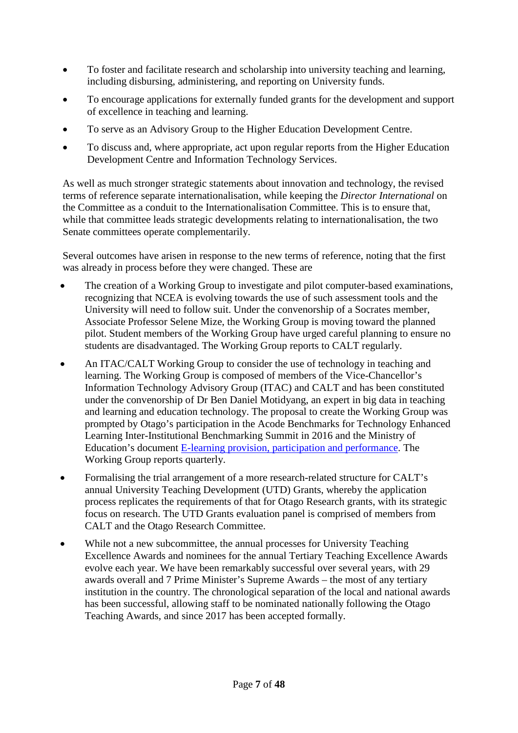- To foster and facilitate research and scholarship into university teaching and learning, including disbursing, administering, and reporting on University funds.
- To encourage applications for externally funded grants for the development and support of excellence in teaching and learning.
- To serve as an Advisory Group to the Higher Education Development Centre.
- To discuss and, where appropriate, act upon regular reports from the Higher Education Development Centre and Information Technology Services.

As well as much stronger strategic statements about innovation and technology, the revised terms of reference separate internationalisation, while keeping the *Director International* on the Committee as a conduit to the Internationalisation Committee. This is to ensure that, while that committee leads strategic developments relating to internationalisation, the two Senate committees operate complementarily.

Several outcomes have arisen in response to the new terms of reference, noting that the first was already in process before they were changed. These are

- The creation of a Working Group to investigate and pilot computer-based examinations, recognizing that NCEA is evolving towards the use of such assessment tools and the University will need to follow suit. Under the convenorship of a Socrates member, Associate Professor Selene Mize, the Working Group is moving toward the planned pilot. Student members of the Working Group have urged careful planning to ensure no students are disadvantaged. The Working Group reports to CALT regularly.
- An ITAC/CALT Working Group to consider the use of technology in teaching and learning. The Working Group is composed of members of the Vice-Chancellor's Information Technology Advisory Group (ITAC) and CALT and has been constituted under the convenorship of Dr Ben Daniel Motidyang, an expert in big data in teaching and learning and education technology. The proposal to create the Working Group was prompted by Otago's participation in the Acode Benchmarks for Technology Enhanced Learning Inter-Institutional Benchmarking Summit in 2016 and the Ministry of Education's document E-learning provision, participation and performance. The Working Group reports quarterly.
- Formalising the trial arrangement of a more research-related structure for CALT's annual University Teaching Development (UTD) Grants, whereby the application process replicates the requirements of that for Otago Research grants, with its strategic focus on research. The UTD Grants evaluation panel is comprised of members from CALT and the Otago Research Committee.
- While not a new subcommittee, the annual processes for University Teaching Excellence Awards and nominees for the annual Tertiary Teaching Excellence Awards evolve each year. We have been remarkably successful over several years, with 29 awards overall and 7 Prime Minister's Supreme Awards – the most of any tertiary institution in the country. The chronological separation of the local and national awards has been successful, allowing staff to be nominated nationally following the Otago Teaching Awards, and since 2017 has been accepted formally.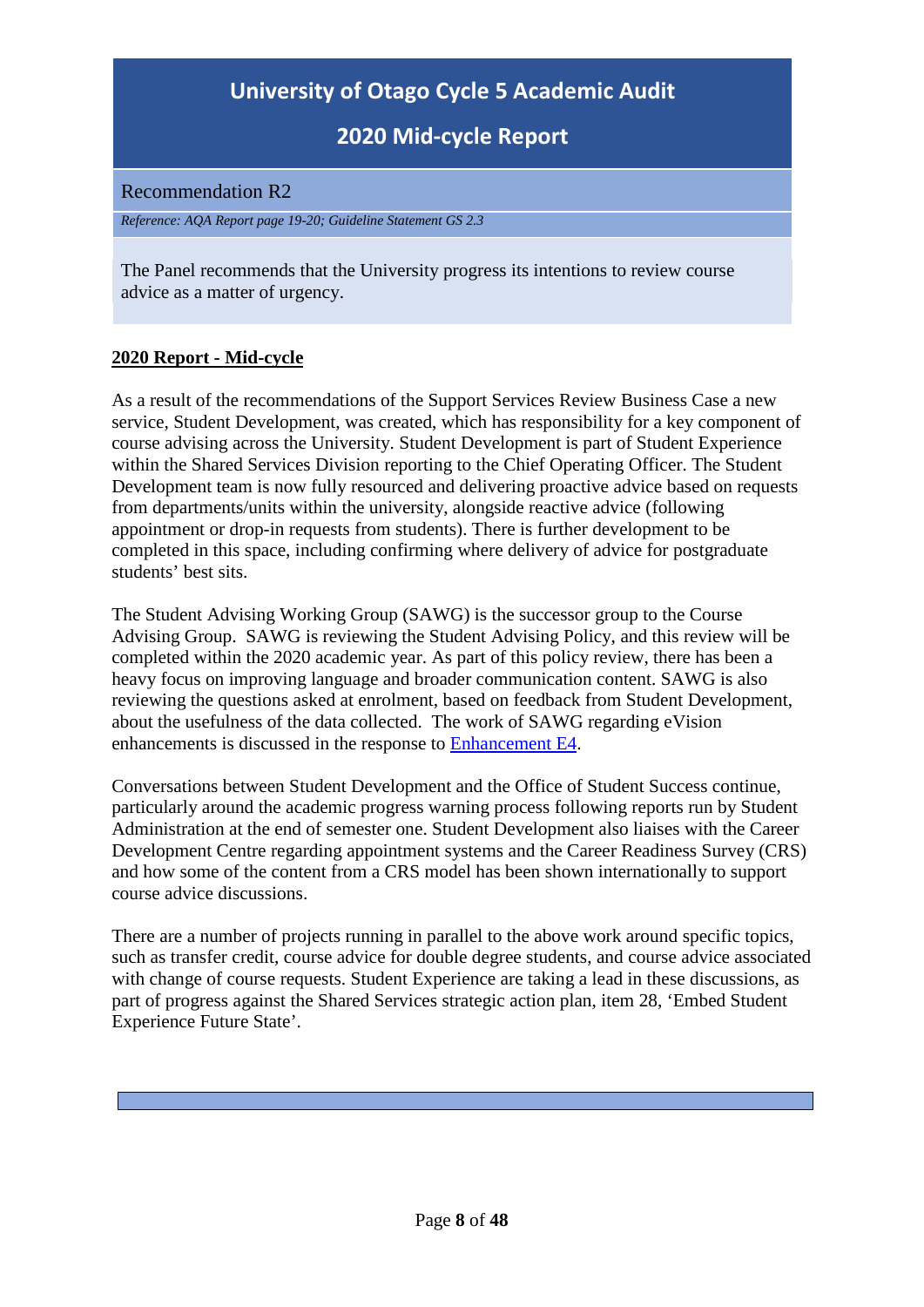# University of Otago Cycle 5 Academic Audit

## 2020 Mid-cycle Report

### Recommendation R2

*Reference: AQA Report page 19-20; Guideline Statement GS 2.3*

The Panel recommends that the University progress its intentions to review course advice as a matter of urgency.

**2020 Report - Mid-cycle**

As a result of the recommendations of the Support Services Review Business Case a new service, Student Development, was created, which has responsibility for a key component of course advising across the University. Student Development is part of Student Experience within the Shared Services Division reporting to the Chief Operating Officer. The Student Development team is now fully resourced and delivering proactive advice based on requests from departments/units within the university, alongside reactive advice (following appointment or drop-in requests from students). There is further development to be completed in this space, including confirming where delivery of advice for postgraduate students' best sits.

The Student Advising Working Group (SAWG) is the successor group to the Course Advising Group. SAWG is reviewing the Student Advising Policy, and this review will be completed within the 2020 academic year. As part of this policy review, there has been a heavy focus on improving language and broader communication content. SAWG is also reviewing the questions asked at enrolment, based on feedback from Student Development, about the usefulness of the data collected. The work of SAWG regarding eVision enhancements is discussed in the response to Enhancement E4.

Conversations between Student Development and the Office of Student Success continue, particularly around the academic progress warning process following reports run by Student Administration at the end of semester one. Student Development also liaises with the Career Development Centre regarding appointment systems and the Career Readiness Survey (CRS) and how some of the content from a CRS model has been shown internationally to support course advice discussions.

There are a number of projects running in parallel to the above work around specific topics, such as transfer credit, course advice for double degree students, and course advice associated with change of course requests. Student Experience are taking a lead in these discussions, as part of progress against the Shared Services strategic action plan, item 28, 'Embed Student Experience Future State'.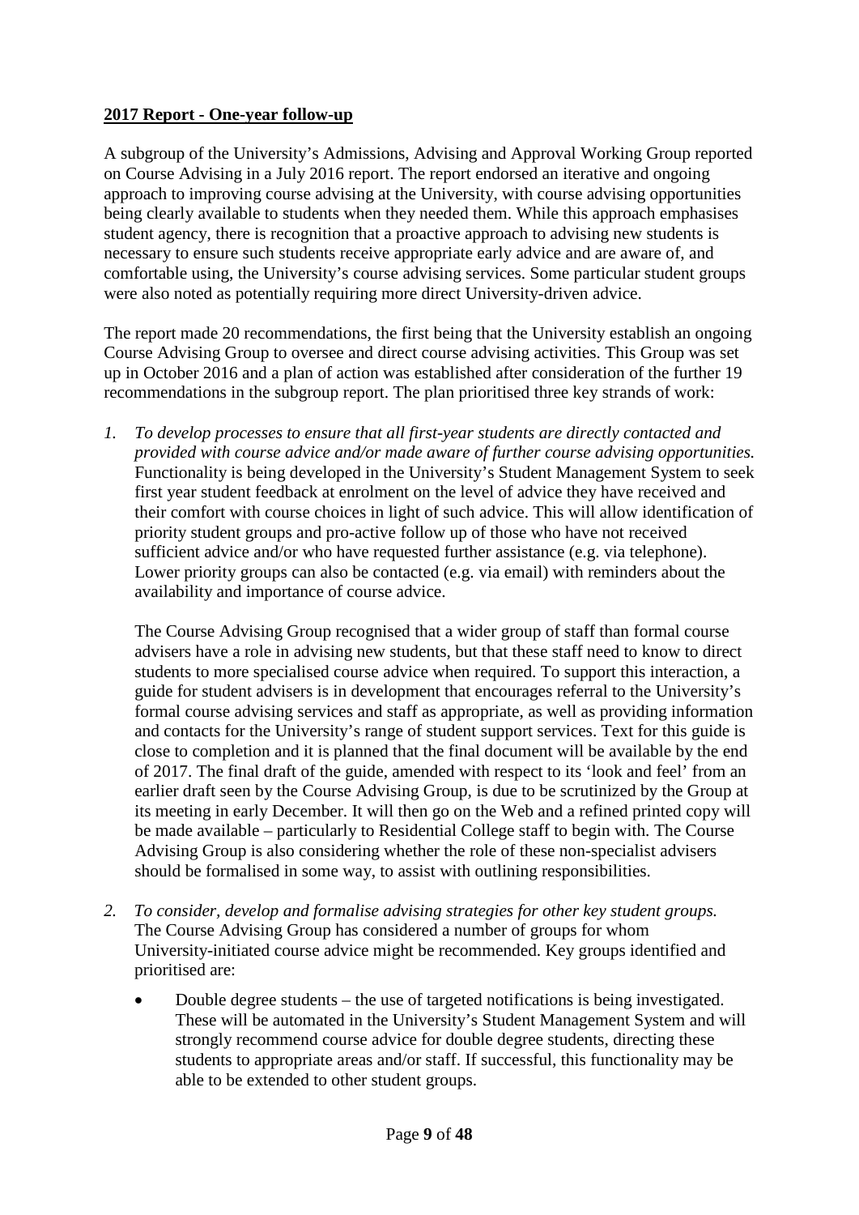**2017 Report - One-year follow-up**

A subgroup of the University's Admissions, Advising and Approval Working Group reported on Course Advising in a July 2016 report. The report endorsed an iterative and ongoing approach to improving course advising at the University, with course advising opportunities being clearly available to students when they needed them. While this approach emphasises student agency, there is recognition that a proactive approach to advising new students is necessary to ensure such students receive appropriate early advice and are aware of, and comfortable using, the University's course advising services. Some particular student groups were also noted as potentially requiring more direct University-driven advice.

The report made 20 recommendations, the first being that the University establish an ongoing Course Advising Group to oversee and direct course advising activities. This Group was set up in October 2016 and a plan of action was established after consideration of the further 19 recommendations in the subgroup report. The plan prioritised three key strands of work:

1. *To develop processes to ensure that all first-year students are directly contacted and provided with course advice and/or made aware of further course advising opportunities.* Functionality is being developed in the University's Student Management System to seek first year student feedback at enrolment on the level of advice they have received and their comfort with course choices in light of such advice. This will allow identification of priority student groups and pro-active follow up of those who have not received sufficient advice and/or who have requested further assistance (e.g. via telephone). Lower priority groups can also be contacted (e.g. via email) with reminders about the availability and importance of course advice.

   The Course Advising Group recognised that a wider group of staff than formal course advisers have a role in advising new students, but that these staff need to know to direct students to more specialised course advice when required. To support this interaction, a guide for student advisers is in development that encourages referral to the University's formal course advising services and staff as appropriate, as well as providing information and contacts for the University's range of student support services. Text for this guide is close to completion and it is planned that the final document will be available by the end of 2017. The final draft of the guide, amended with respect to its 'look and feel' from an earlier draft seen by the Course Advising Group, is due to be scrutinized by the Group at its meeting in early December. It will then go on the Web and a refined printed copy will be made available – particularly to Residential College staff to begin with. The Course Advising Group is also considering whether the role of these non-specialist advisers should be formalised in some way, to assist with outlining responsibilities.

2. *To consider, develop and formalise advising strategies for other key student groups.* The Course Advising Group has considered a number of groups for whom University-initiated course advice might be recommended. Key groups identified and prioritised are:

   - Double degree students – the use of targeted notifications is being investigated. These will be automated in the University's Student Management System and will strongly recommend course advice for double degree students, directing these students to appropriate areas and/or staff. If successful, this functionality may be able to be extended to other student groups.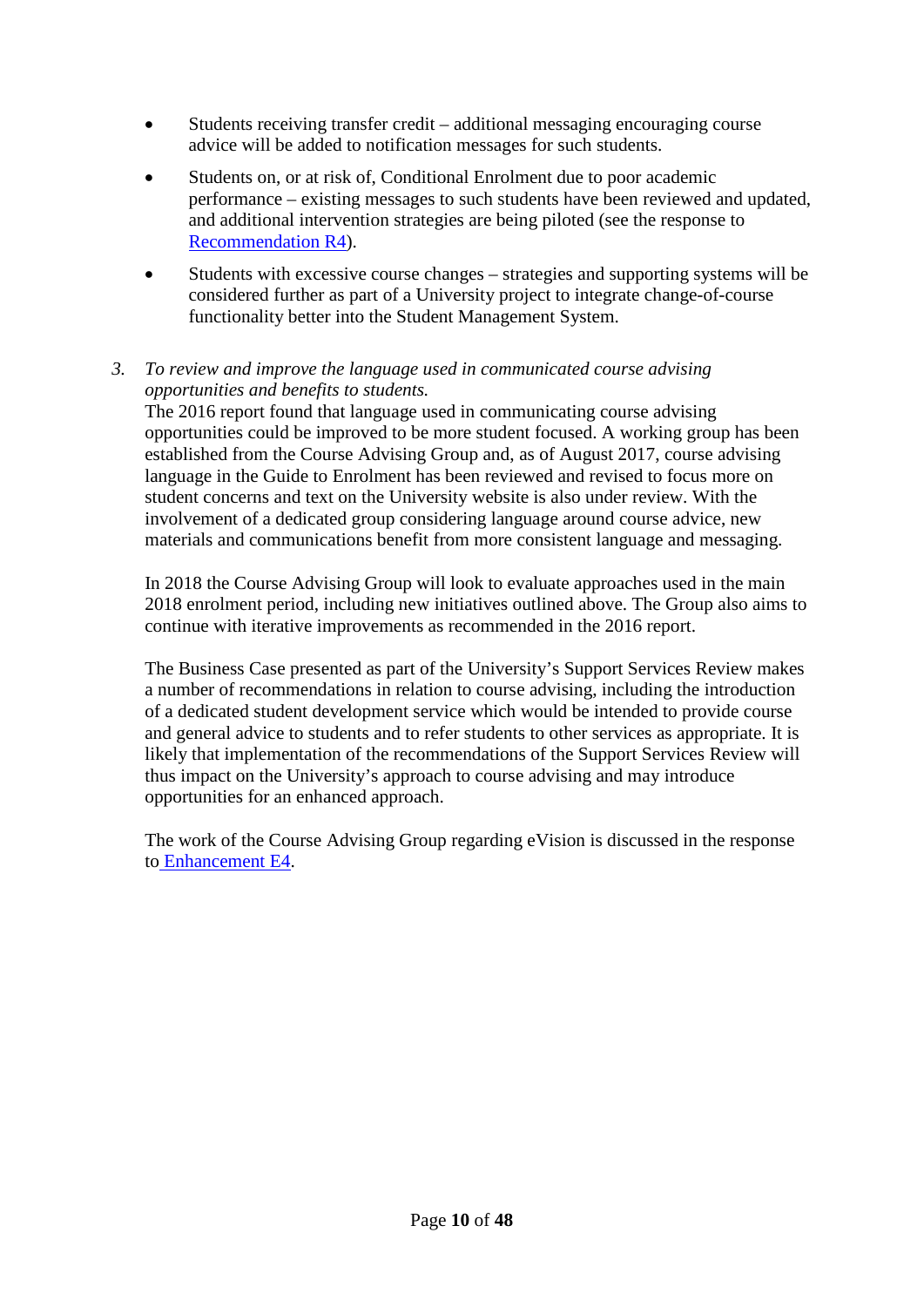- Students receiving transfer credit – additional messaging encouraging course advice will be added to notification messages for such students.
- Students on, or at risk of, Conditional Enrolment due to poor academic performance – existing messages to such students have been reviewed and updated, and additional intervention strategies are being piloted (see the response to Recommendation R4).
- Students with excessive course changes – strategies and supporting systems will be considered further as part of a University project to integrate change-of-course functionality better into the Student Management System.

3. *To review and improve the language used in communicated course advising opportunities and benefits to students.*
   The 2016 report found that language used in communicating course advising opportunities could be improved to be more student focused. A working group has been established from the Course Advising Group and, as of August 2017, course advising language in the Guide to Enrolment has been reviewed and revised to focus more on student concerns and text on the University website is also under review. With the involvement of a dedicated group considering language around course advice, new materials and communications benefit from more consistent language and messaging.

   In 2018 the Course Advising Group will look to evaluate approaches used in the main 2018 enrolment period, including new initiatives outlined above. The Group also aims to continue with iterative improvements as recommended in the 2016 report.

   The Business Case presented as part of the University's Support Services Review makes a number of recommendations in relation to course advising, including the introduction of a dedicated student development service which would be intended to provide course and general advice to students and to refer students to other services as appropriate. It is likely that implementation of the recommendations of the Support Services Review will thus impact on the University's approach to course advising and may introduce opportunities for an enhanced approach.

   The work of the Course Advising Group regarding eVision is discussed in the response to Enhancement E4.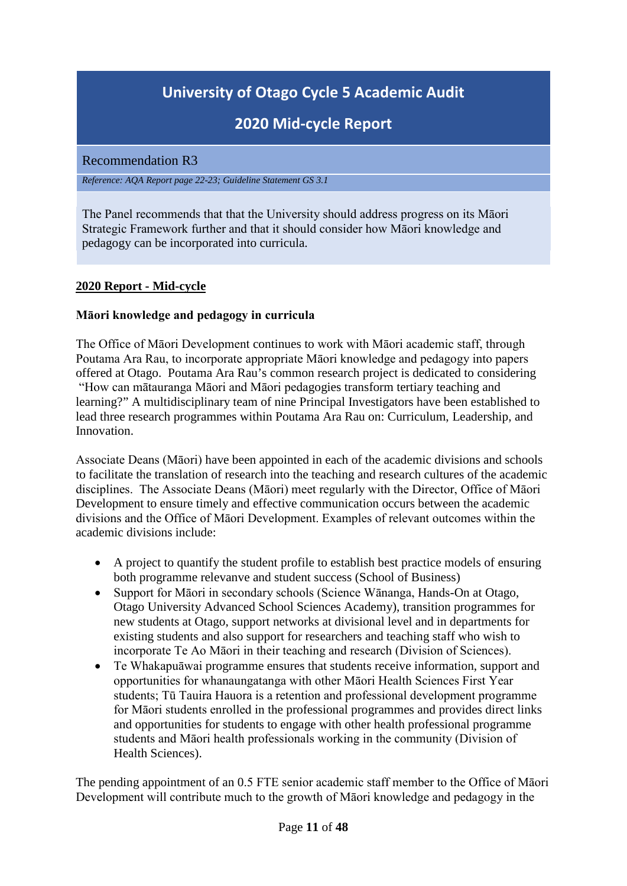# University of Otago Cycle 5 Academic Audit

# 2020 Mid-cycle Report

## Recommendation R3

*Reference: AQA Report page 22-23; Guideline Statement GS 3.1*

The Panel recommends that that the University should address progress on its Māori Strategic Framework further and that it should consider how Māori knowledge and pedagogy can be incorporated into curricula.

**2020 Report - Mid-cycle**

**Māori knowledge and pedagogy in curricula**

The Office of Māori Development continues to work with Māori academic staff, through Poutama Ara Rau, to incorporate appropriate Māori knowledge and pedagogy into papers offered at Otago. Poutama Ara Rau's common research project is dedicated to considering "How can mātauranga Māori and Māori pedagogies transform tertiary teaching and learning?" A multidisciplinary team of nine Principal Investigators have been established to lead three research programmes within Poutama Ara Rau on: Curriculum, Leadership, and Innovation.

Associate Deans (Māori) have been appointed in each of the academic divisions and schools to facilitate the translation of research into the teaching and research cultures of the academic disciplines. The Associate Deans (Māori) meet regularly with the Director, Office of Māori Development to ensure timely and effective communication occurs between the academic divisions and the Office of Māori Development. Examples of relevant outcomes within the academic divisions include:

- A project to quantify the student profile to establish best practice models of ensuring both programme relevanve and student success (School of Business)
- Support for Māori in secondary schools (Science Wānanga, Hands-On at Otago, Otago University Advanced School Sciences Academy), transition programmes for new students at Otago, support networks at divisional level and in departments for existing students and also support for researchers and teaching staff who wish to incorporate Te Ao Māori in their teaching and research (Division of Sciences).
- Te Whakapuāwai programme ensures that students receive information, support and opportunities for whanaungatanga with other Māori Health Sciences First Year students; Tū Tauira Hauora is a retention and professional development programme for Māori students enrolled in the professional programmes and provides direct links and opportunities for students to engage with other health professional programme students and Māori health professionals working in the community (Division of Health Sciences).

The pending appointment of an 0.5 FTE senior academic staff member to the Office of Māori Development will contribute much to the growth of Māori knowledge and pedagogy in the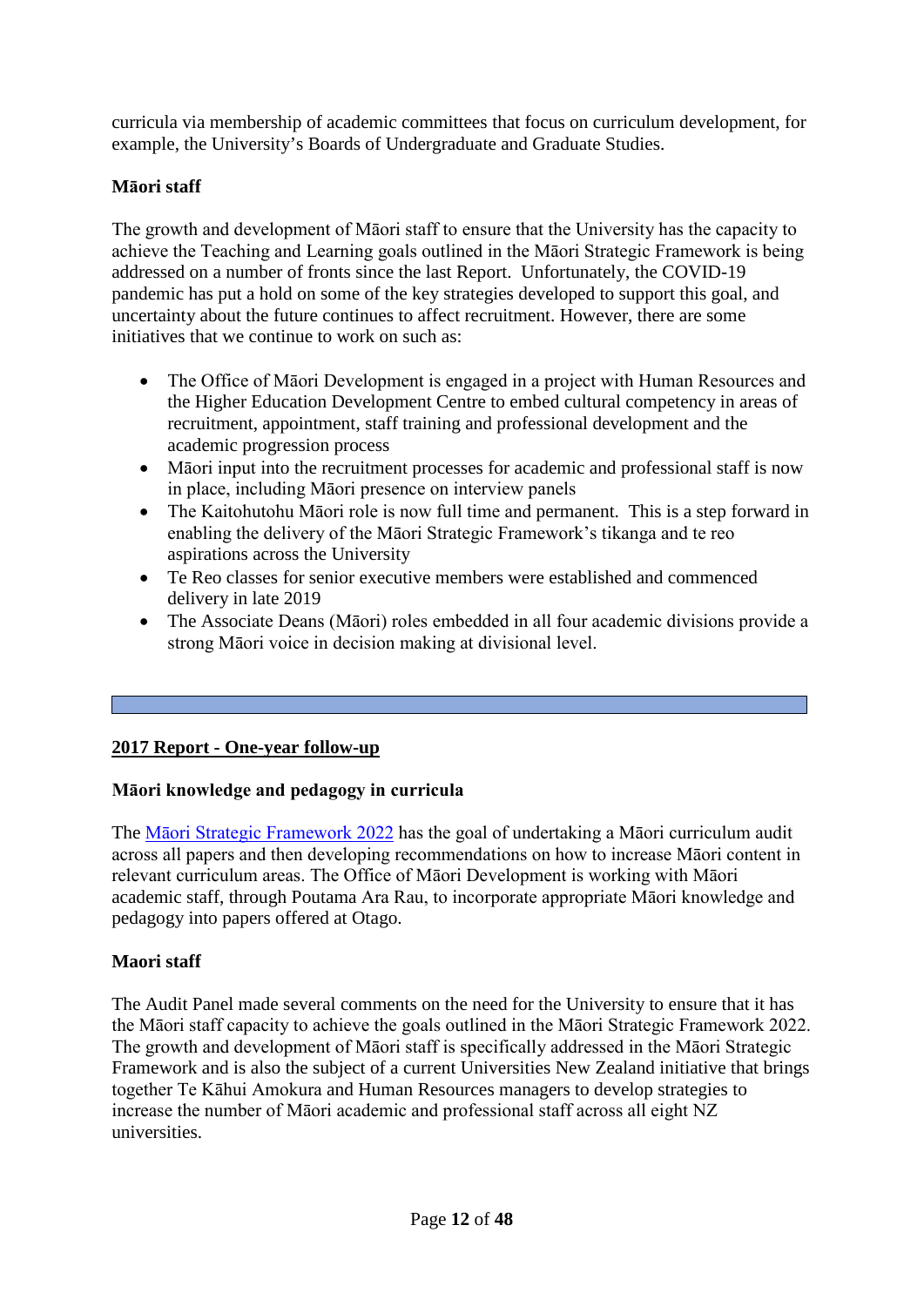curricula via membership of academic committees that focus on curriculum development, for example, the University's Boards of Undergraduate and Graduate Studies.

**Māori staff**

The growth and development of Māori staff to ensure that the University has the capacity to achieve the Teaching and Learning goals outlined in the Māori Strategic Framework is being addressed on a number of fronts since the last Report. Unfortunately, the COVID-19 pandemic has put a hold on some of the key strategies developed to support this goal, and uncertainty about the future continues to affect recruitment. However, there are some initiatives that we continue to work on such as:

- The Office of Māori Development is engaged in a project with Human Resources and the Higher Education Development Centre to embed cultural competency in areas of recruitment, appointment, staff training and professional development and the academic progression process
- Māori input into the recruitment processes for academic and professional staff is now in place, including Māori presence on interview panels
- The Kaitohutohu Māori role is now full time and permanent. This is a step forward in enabling the delivery of the Māori Strategic Framework's tikanga and te reo aspirations across the University
- Te Reo classes for senior executive members were established and commenced delivery in late 2019
- The Associate Deans (Māori) roles embedded in all four academic divisions provide a strong Māori voice in decision making at divisional level.

---

**2017 Report - One-year follow-up**

**Māori knowledge and pedagogy in curricula**

The [Māori Strategic Framework 2022] has the goal of undertaking a Māori curriculum audit across all papers and then developing recommendations on how to increase Māori content in relevant curriculum areas. The Office of Māori Development is working with Māori academic staff, through Poutama Ara Rau, to incorporate appropriate Māori knowledge and pedagogy into papers offered at Otago.

**Maori staff**

The Audit Panel made several comments on the need for the University to ensure that it has the Māori staff capacity to achieve the goals outlined in the Māori Strategic Framework 2022. The growth and development of Māori staff is specifically addressed in the Māori Strategic Framework and is also the subject of a current Universities New Zealand initiative that brings together Te Kāhui Amokura and Human Resources managers to develop strategies to increase the number of Māori academic and professional staff across all eight NZ universities.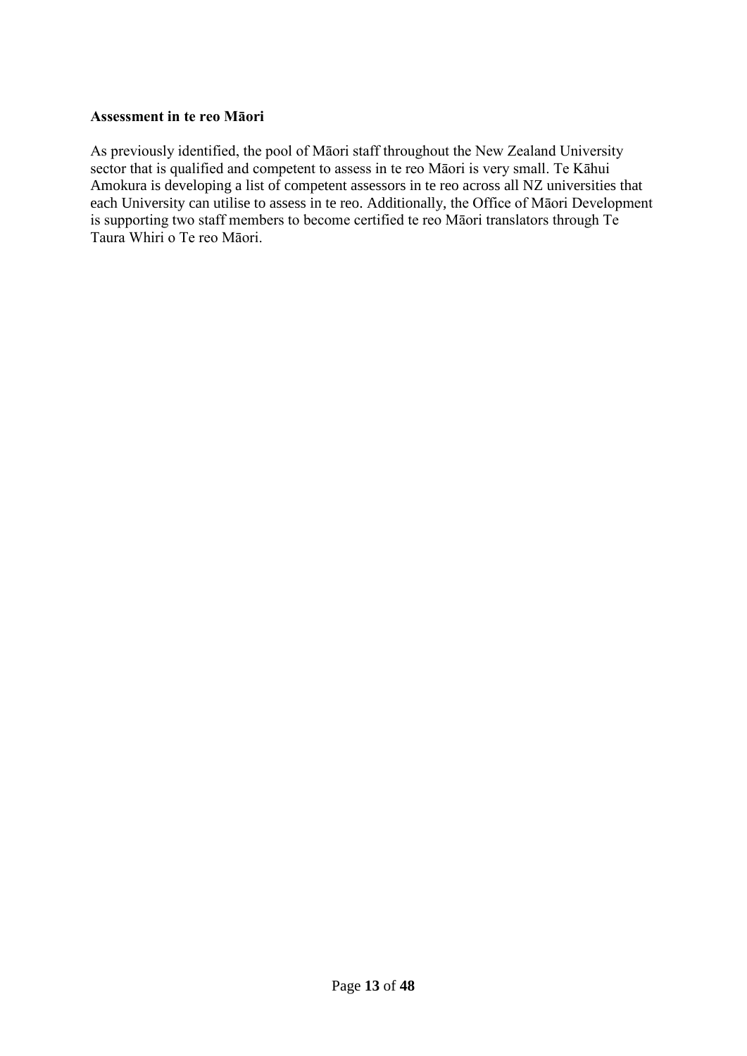**Assessment in te reo Māori**

As previously identified, the pool of Māori staff throughout the New Zealand University sector that is qualified and competent to assess in te reo Māori is very small. Te Kāhui Amokura is developing a list of competent assessors in te reo across all NZ universities that each University can utilise to assess in te reo. Additionally, the Office of Māori Development is supporting two staff members to become certified te reo Māori translators through Te Taura Whiri o Te reo Māori.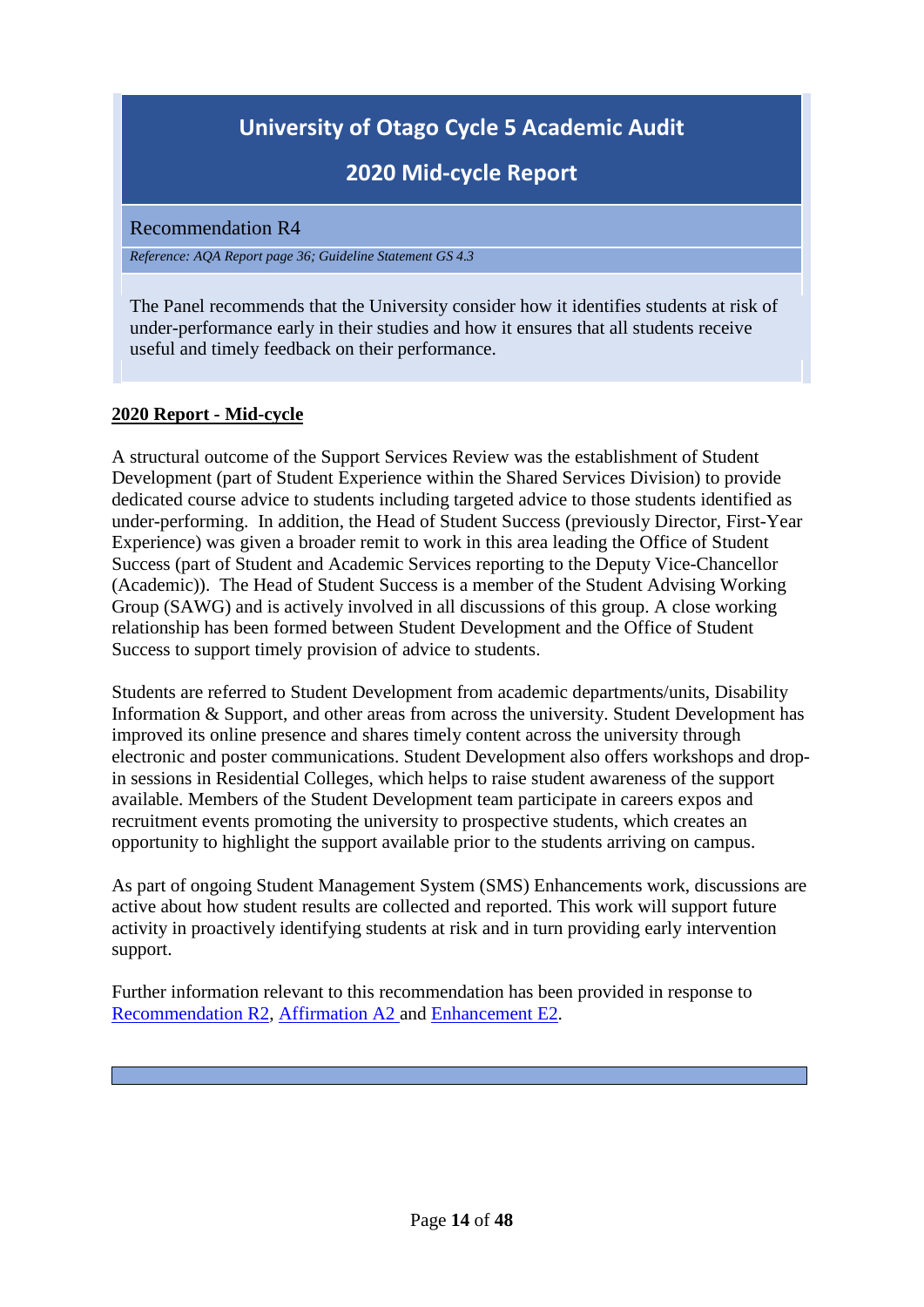# University of Otago Cycle 5 Academic Audit

## 2020 Mid-cycle Report

### Recommendation R4

*Reference: AQA Report page 36; Guideline Statement GS 4.3*

The Panel recommends that the University consider how it identifies students at risk of under-performance early in their studies and how it ensures that all students receive useful and timely feedback on their performance.

**2020 Report - Mid-cycle**

A structural outcome of the Support Services Review was the establishment of Student Development (part of Student Experience within the Shared Services Division) to provide dedicated course advice to students including targeted advice to those students identified as under-performing. In addition, the Head of Student Success (previously Director, First-Year Experience) was given a broader remit to work in this area leading the Office of Student Success (part of Student and Academic Services reporting to the Deputy Vice-Chancellor (Academic)). The Head of Student Success is a member of the Student Advising Working Group (SAWG) and is actively involved in all discussions of this group. A close working relationship has been formed between Student Development and the Office of Student Success to support timely provision of advice to students.

Students are referred to Student Development from academic departments/units, Disability Information & Support, and other areas from across the university. Student Development has improved its online presence and shares timely content across the university through electronic and poster communications. Student Development also offers workshops and drop-in sessions in Residential Colleges, which helps to raise student awareness of the support available. Members of the Student Development team participate in careers expos and recruitment events promoting the university to prospective students, which creates an opportunity to highlight the support available prior to the students arriving on campus.

As part of ongoing Student Management System (SMS) Enhancements work, discussions are active about how student results are collected and reported. This work will support future activity in proactively identifying students at risk and in turn providing early intervention support.

Further information relevant to this recommendation has been provided in response to Recommendation R2, Affirmation A2 and Enhancement E2.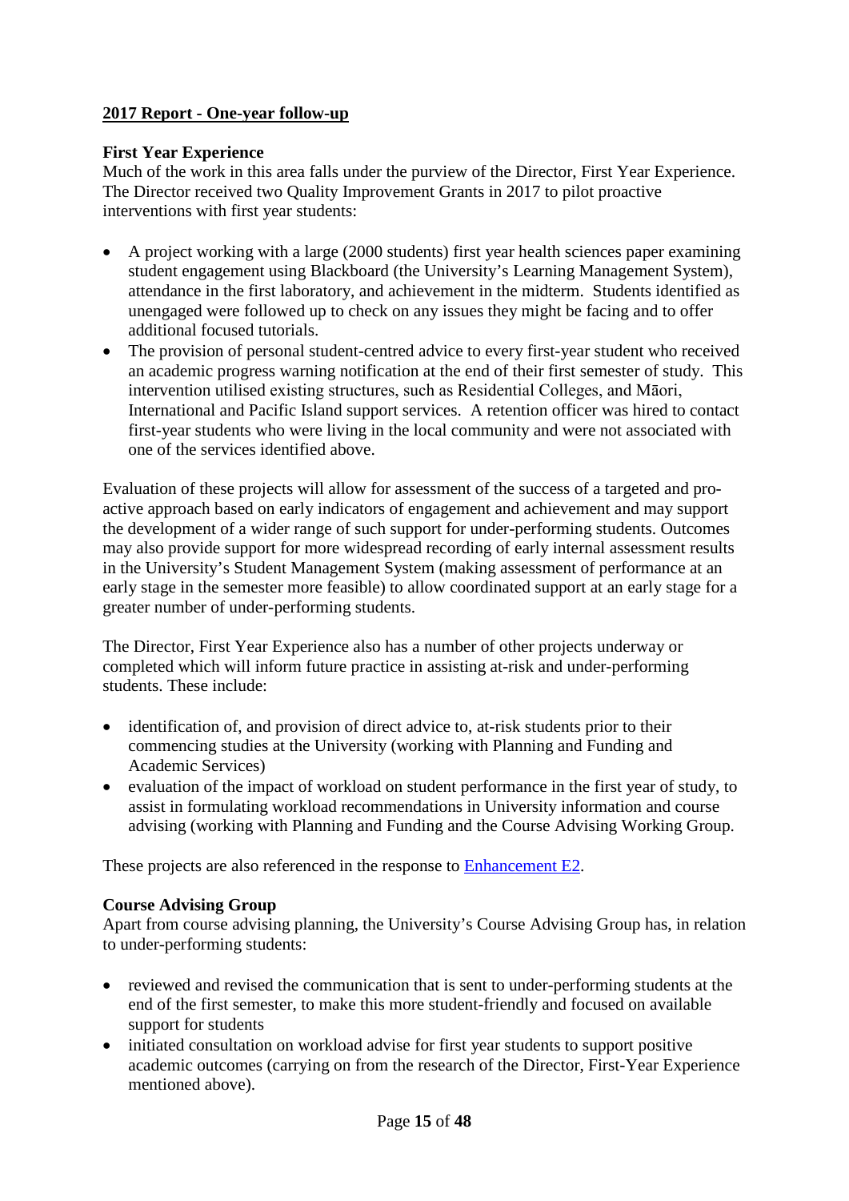**2017 Report - One-year follow-up**

**First Year Experience**

Much of the work in this area falls under the purview of the Director, First Year Experience. The Director received two Quality Improvement Grants in 2017 to pilot proactive interventions with first year students:

- A project working with a large (2000 students) first year health sciences paper examining student engagement using Blackboard (the University's Learning Management System), attendance in the first laboratory, and achievement in the midterm. Students identified as unengaged were followed up to check on any issues they might be facing and to offer additional focused tutorials.
- The provision of personal student-centred advice to every first-year student who received an academic progress warning notification at the end of their first semester of study. This intervention utilised existing structures, such as Residential Colleges, and Māori, International and Pacific Island support services. A retention officer was hired to contact first-year students who were living in the local community and were not associated with one of the services identified above.

Evaluation of these projects will allow for assessment of the success of a targeted and pro-active approach based on early indicators of engagement and achievement and may support the development of a wider range of such support for under-performing students. Outcomes may also provide support for more widespread recording of early internal assessment results in the University's Student Management System (making assessment of performance at an early stage in the semester more feasible) to allow coordinated support at an early stage for a greater number of under-performing students.

The Director, First Year Experience also has a number of other projects underway or completed which will inform future practice in assisting at-risk and under-performing students. These include:

- identification of, and provision of direct advice to, at-risk students prior to their commencing studies at the University (working with Planning and Funding and Academic Services)
- evaluation of the impact of workload on student performance in the first year of study, to assist in formulating workload recommendations in University information and course advising (working with Planning and Funding and the Course Advising Working Group.

These projects are also referenced in the response to Enhancement E2.

**Course Advising Group**

Apart from course advising planning, the University's Course Advising Group has, in relation to under-performing students:

- reviewed and revised the communication that is sent to under-performing students at the end of the first semester, to make this more student-friendly and focused on available support for students
- initiated consultation on workload advise for first year students to support positive academic outcomes (carrying on from the research of the Director, First-Year Experience mentioned above).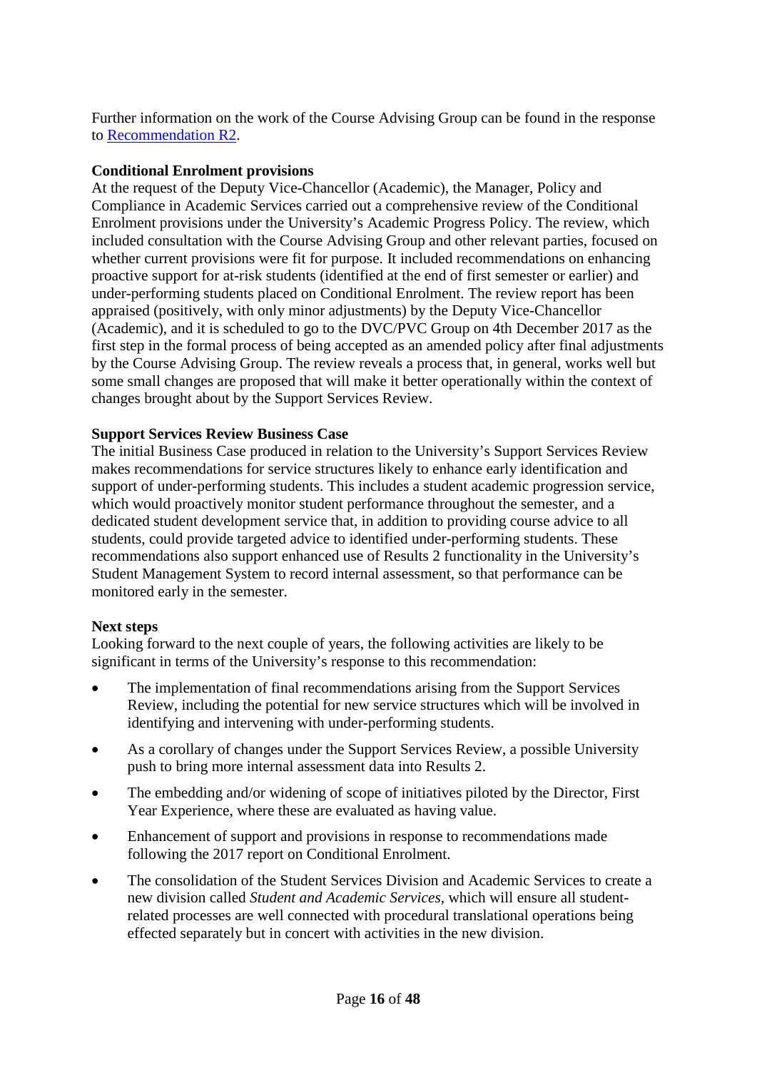Further information on the work of the Course Advising Group can be found in the response to [Recommendation R2](#).

**Conditional Enrolment provisions**

At the request of the Deputy Vice-Chancellor (Academic), the Manager, Policy and Compliance in Academic Services carried out a comprehensive review of the Conditional Enrolment provisions under the University's Academic Progress Policy. The review, which included consultation with the Course Advising Group and other relevant parties, focused on whether current provisions were fit for purpose. It included recommendations on enhancing proactive support for at-risk students (identified at the end of first semester or earlier) and under-performing students placed on Conditional Enrolment. The review report has been appraised (positively, with only minor adjustments) by the Deputy Vice-Chancellor (Academic), and it is scheduled to go to the DVC/PVC Group on 4th December 2017 as the first step in the formal process of being accepted as an amended policy after final adjustments by the Course Advising Group. The review reveals a process that, in general, works well but some small changes are proposed that will make it better operationally within the context of changes brought about by the Support Services Review.

**Support Services Review Business Case**

The initial Business Case produced in relation to the University's Support Services Review makes recommendations for service structures likely to enhance early identification and support of under-performing students. This includes a student academic progression service, which would proactively monitor student performance throughout the semester, and a dedicated student development service that, in addition to providing course advice to all students, could provide targeted advice to identified under-performing students. These recommendations also support enhanced use of Results 2 functionality in the University's Student Management System to record internal assessment, so that performance can be monitored early in the semester.

**Next steps**

Looking forward to the next couple of years, the following activities are likely to be significant in terms of the University's response to this recommendation:

- The implementation of final recommendations arising from the Support Services Review, including the potential for new service structures which will be involved in identifying and intervening with under-performing students.
- As a corollary of changes under the Support Services Review, a possible University push to bring more internal assessment data into Results 2.
- The embedding and/or widening of scope of initiatives piloted by the Director, First Year Experience, where these are evaluated as having value.
- Enhancement of support and provisions in response to recommendations made following the 2017 report on Conditional Enrolment.
- The consolidation of the Student Services Division and Academic Services to create a new division called *Student and Academic Services*, which will ensure all student-related processes are well connected with procedural translational operations being effected separately but in concert with activities in the new division.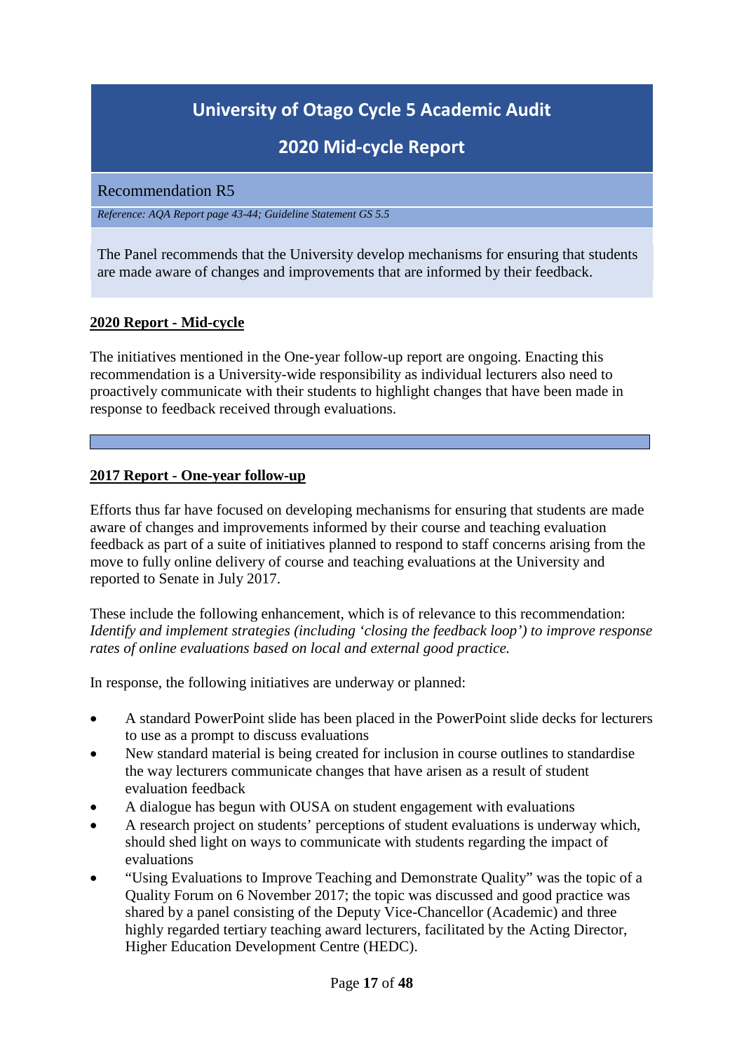# University of Otago Cycle 5 Academic Audit

## 2020 Mid-cycle Report

### Recommendation R5

*Reference: AQA Report page 43-44; Guideline Statement GS 5.5*

The Panel recommends that the University develop mechanisms for ensuring that students are made aware of changes and improvements that are informed by their feedback.

**2020 Report - Mid-cycle**

The initiatives mentioned in the One-year follow-up report are ongoing. Enacting this recommendation is a University-wide responsibility as individual lecturers also need to proactively communicate with their students to highlight changes that have been made in response to feedback received through evaluations.

---

**2017 Report - One-year follow-up**

Efforts thus far have focused on developing mechanisms for ensuring that students are made aware of changes and improvements informed by their course and teaching evaluation feedback as part of a suite of initiatives planned to respond to staff concerns arising from the move to fully online delivery of course and teaching evaluations at the University and reported to Senate in July 2017.

These include the following enhancement, which is of relevance to this recommendation: *Identify and implement strategies (including 'closing the feedback loop') to improve response rates of online evaluations based on local and external good practice.*

In response, the following initiatives are underway or planned:

- A standard PowerPoint slide has been placed in the PowerPoint slide decks for lecturers to use as a prompt to discuss evaluations
- New standard material is being created for inclusion in course outlines to standardise the way lecturers communicate changes that have arisen as a result of student evaluation feedback
- A dialogue has begun with OUSA on student engagement with evaluations
- A research project on students' perceptions of student evaluations is underway which, should shed light on ways to communicate with students regarding the impact of evaluations
- "Using Evaluations to Improve Teaching and Demonstrate Quality" was the topic of a Quality Forum on 6 November 2017; the topic was discussed and good practice was shared by a panel consisting of the Deputy Vice-Chancellor (Academic) and three highly regarded tertiary teaching award lecturers, facilitated by the Acting Director, Higher Education Development Centre (HEDC).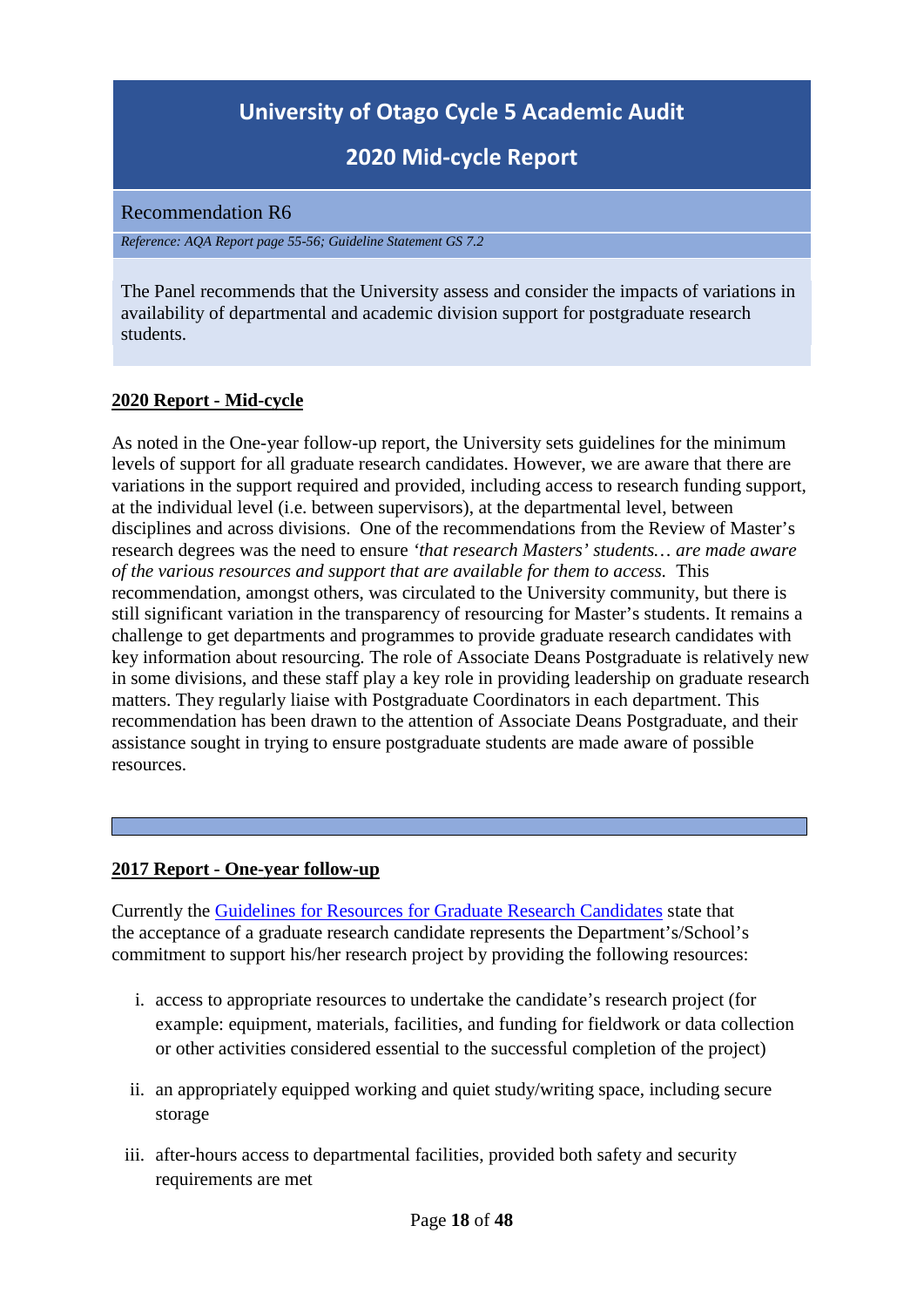# University of Otago Cycle 5 Academic Audit

## 2020 Mid-cycle Report

### Recommendation R6

*Reference: AQA Report page 55-56; Guideline Statement GS 7.2*

The Panel recommends that the University assess and consider the impacts of variations in availability of departmental and academic division support for postgraduate research students.

**2020 Report - Mid-cycle**

As noted in the One-year follow-up report, the University sets guidelines for the minimum levels of support for all graduate research candidates. However, we are aware that there are variations in the support required and provided, including access to research funding support, at the individual level (i.e. between supervisors), at the departmental level, between disciplines and across divisions. One of the recommendations from the Review of Master's research degrees was the need to ensure *'that research Masters' students… are made aware of the various resources and support that are available for them to access.* This recommendation, amongst others, was circulated to the University community, but there is still significant variation in the transparency of resourcing for Master's students. It remains a challenge to get departments and programmes to provide graduate research candidates with key information about resourcing. The role of Associate Deans Postgraduate is relatively new in some divisions, and these staff play a key role in providing leadership on graduate research matters. They regularly liaise with Postgraduate Coordinators in each department. This recommendation has been drawn to the attention of Associate Deans Postgraduate, and their assistance sought in trying to ensure postgraduate students are made aware of possible resources.

---

**2017 Report - One-year follow-up**

Currently the Guidelines for Resources for Graduate Research Candidates state that the acceptance of a graduate research candidate represents the Department's/School's commitment to support his/her research project by providing the following resources:

i. access to appropriate resources to undertake the candidate's research project (for example: equipment, materials, facilities, and funding for fieldwork or data collection or other activities considered essential to the successful completion of the project)

ii. an appropriately equipped working and quiet study/writing space, including secure storage

iii. after-hours access to departmental facilities, provided both safety and security requirements are met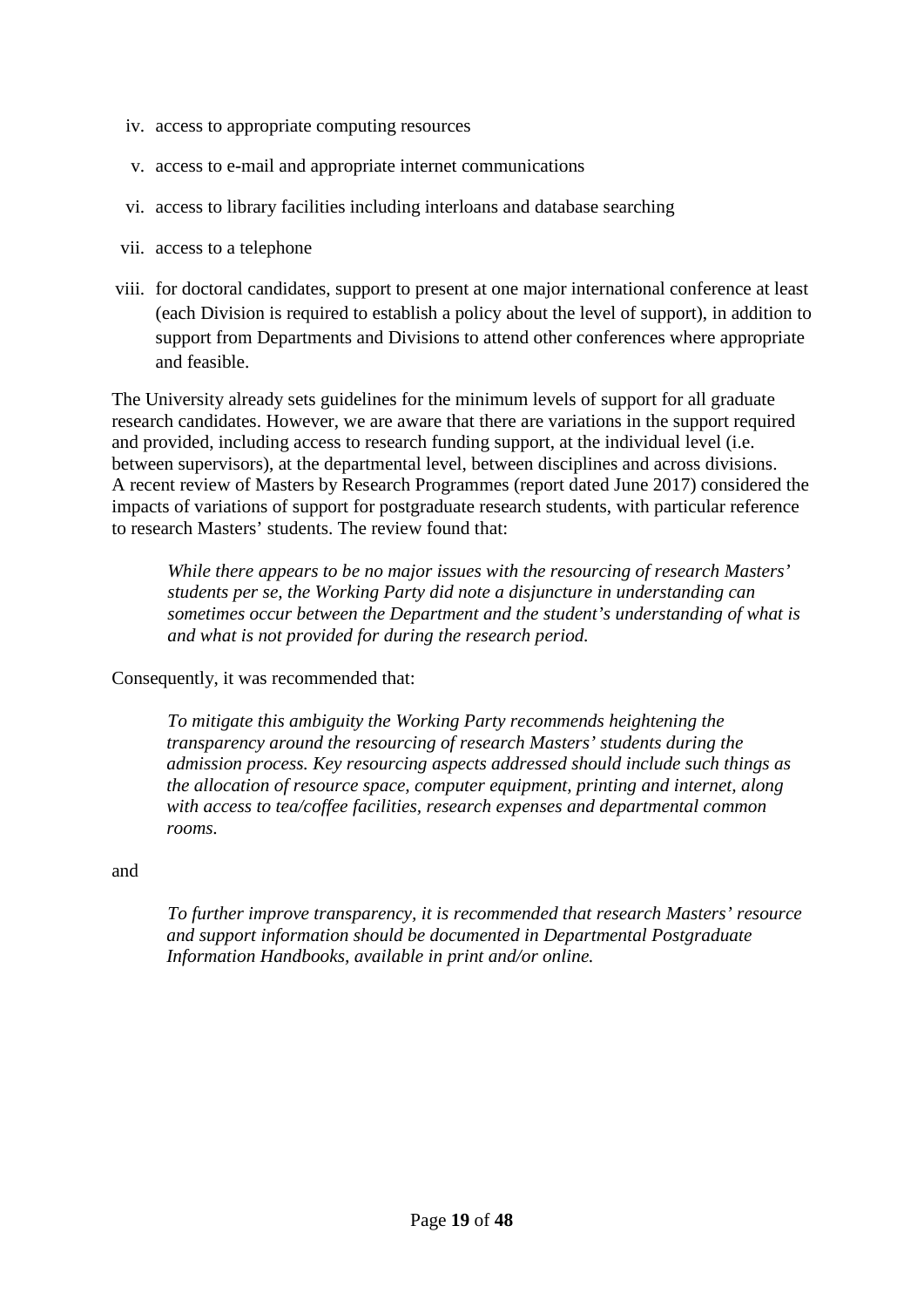iv. access to appropriate computing resources

v. access to e-mail and appropriate internet communications

vi. access to library facilities including interloans and database searching

vii. access to a telephone

viii. for doctoral candidates, support to present at one major international conference at least (each Division is required to establish a policy about the level of support), in addition to support from Departments and Divisions to attend other conferences where appropriate and feasible.

The University already sets guidelines for the minimum levels of support for all graduate research candidates. However, we are aware that there are variations in the support required and provided, including access to research funding support, at the individual level (i.e. between supervisors), at the departmental level, between disciplines and across divisions. A recent review of Masters by Research Programmes (report dated June 2017) considered the impacts of variations of support for postgraduate research students, with particular reference to research Masters' students. The review found that:

> *While there appears to be no major issues with the resourcing of research Masters' students per se, the Working Party did note a disjuncture in understanding can sometimes occur between the Department and the student's understanding of what is and what is not provided for during the research period.*

Consequently, it was recommended that:

> *To mitigate this ambiguity the Working Party recommends heightening the transparency around the resourcing of research Masters' students during the admission process. Key resourcing aspects addressed should include such things as the allocation of resource space, computer equipment, printing and internet, along with access to tea/coffee facilities, research expenses and departmental common rooms.*

and

> *To further improve transparency, it is recommended that research Masters' resource and support information should be documented in Departmental Postgraduate Information Handbooks, available in print and/or online.*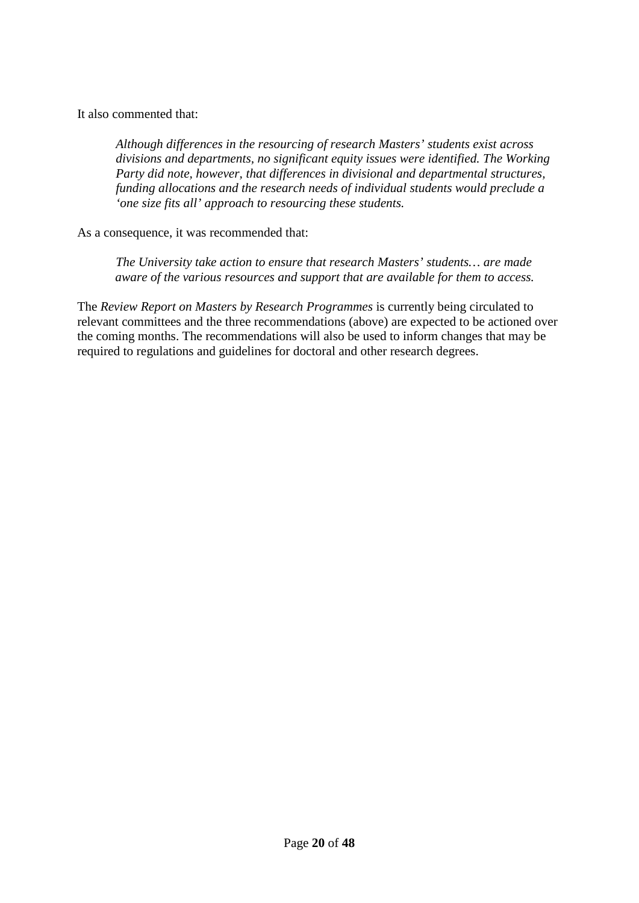It also commented that:

> *Although differences in the resourcing of research Masters' students exist across divisions and departments, no significant equity issues were identified. The Working Party did note, however, that differences in divisional and departmental structures, funding allocations and the research needs of individual students would preclude a 'one size fits all' approach to resourcing these students.*

As a consequence, it was recommended that:

> *The University take action to ensure that research Masters' students… are made aware of the various resources and support that are available for them to access.*

The *Review Report on Masters by Research Programmes* is currently being circulated to relevant committees and the three recommendations (above) are expected to be actioned over the coming months. The recommendations will also be used to inform changes that may be required to regulations and guidelines for doctoral and other research degrees.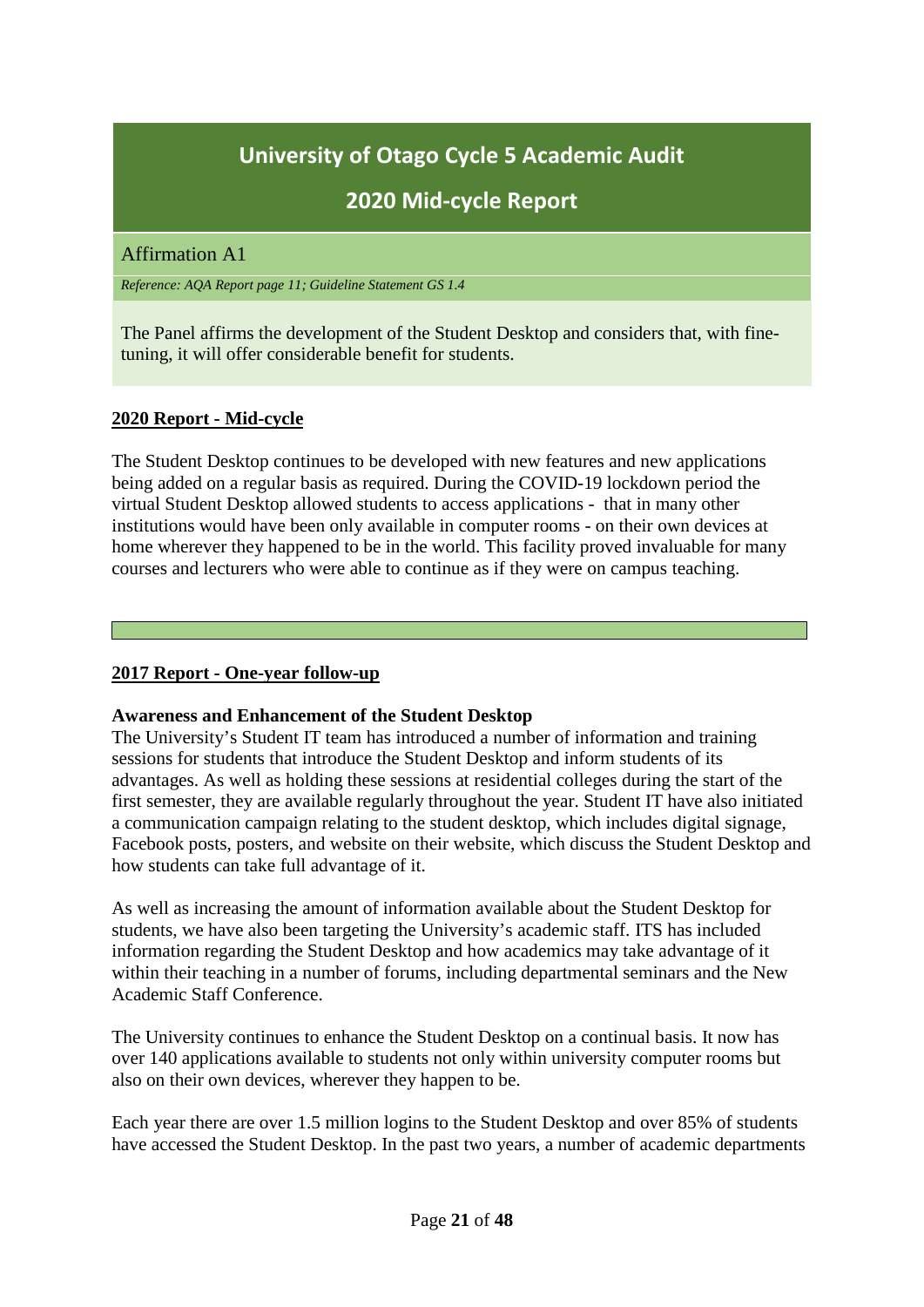## University of Otago Cycle 5 Academic Audit

## 2020 Mid-cycle Report

### Affirmation A1

*Reference: AQA Report page 11; Guideline Statement GS 1.4*

The Panel affirms the development of the Student Desktop and considers that, with fine-tuning, it will offer considerable benefit for students.

**2020 Report - Mid-cycle**

The Student Desktop continues to be developed with new features and new applications being added on a regular basis as required. During the COVID-19 lockdown period the virtual Student Desktop allowed students to access applications - that in many other institutions would have been only available in computer rooms - on their own devices at home wherever they happened to be in the world. This facility proved invaluable for many courses and lecturers who were able to continue as if they were on campus teaching.

**2017 Report - One-year follow-up**

**Awareness and Enhancement of the Student Desktop**

The University's Student IT team has introduced a number of information and training sessions for students that introduce the Student Desktop and inform students of its advantages. As well as holding these sessions at residential colleges during the start of the first semester, they are available regularly throughout the year. Student IT have also initiated a communication campaign relating to the student desktop, which includes digital signage, Facebook posts, posters, and website on their website, which discuss the Student Desktop and how students can take full advantage of it.

As well as increasing the amount of information available about the Student Desktop for students, we have also been targeting the University's academic staff. ITS has included information regarding the Student Desktop and how academics may take advantage of it within their teaching in a number of forums, including departmental seminars and the New Academic Staff Conference.

The University continues to enhance the Student Desktop on a continual basis. It now has over 140 applications available to students not only within university computer rooms but also on their own devices, wherever they happen to be.

Each year there are over 1.5 million logins to the Student Desktop and over 85% of students have accessed the Student Desktop. In the past two years, a number of academic departments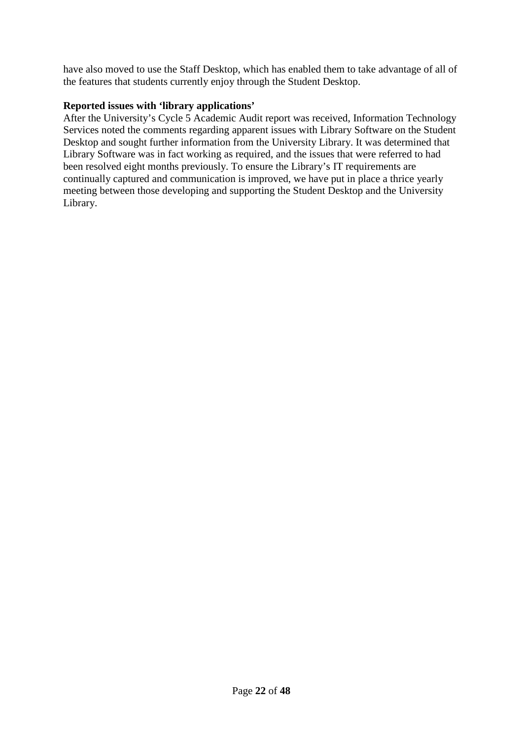have also moved to use the Staff Desktop, which has enabled them to take advantage of all of the features that students currently enjoy through the Student Desktop.

**Reported issues with 'library applications'**

After the University's Cycle 5 Academic Audit report was received, Information Technology Services noted the comments regarding apparent issues with Library Software on the Student Desktop and sought further information from the University Library. It was determined that Library Software was in fact working as required, and the issues that were referred to had been resolved eight months previously. To ensure the Library's IT requirements are continually captured and communication is improved, we have put in place a thrice yearly meeting between those developing and supporting the Student Desktop and the University Library.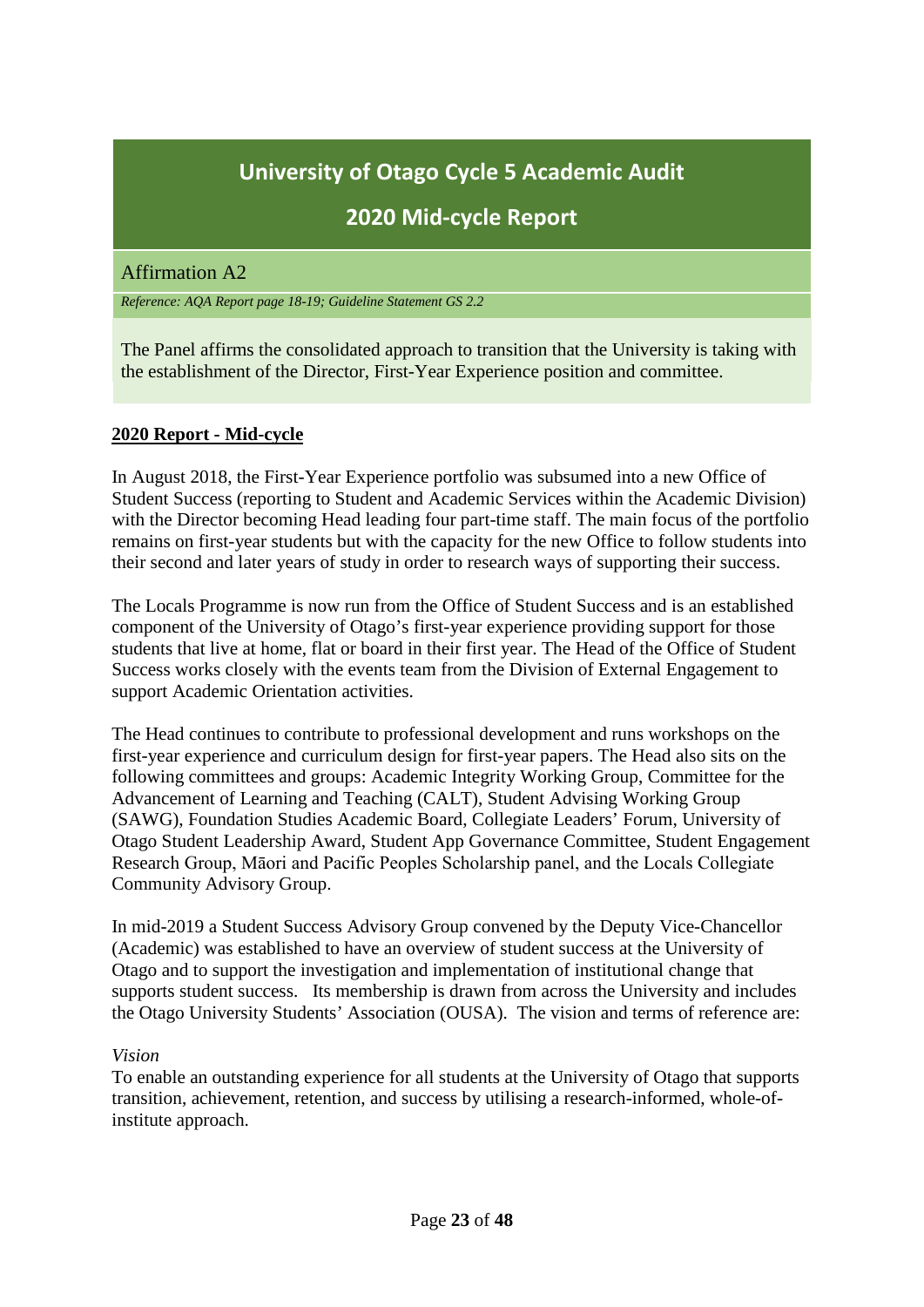# University of Otago Cycle 5 Academic Audit

## 2020 Mid-cycle Report

### Affirmation A2

*Reference: AQA Report page 18-19; Guideline Statement GS 2.2*

The Panel affirms the consolidated approach to transition that the University is taking with the establishment of the Director, First-Year Experience position and committee.

**2020 Report - Mid-cycle**

In August 2018, the First-Year Experience portfolio was subsumed into a new Office of Student Success (reporting to Student and Academic Services within the Academic Division) with the Director becoming Head leading four part-time staff. The main focus of the portfolio remains on first-year students but with the capacity for the new Office to follow students into their second and later years of study in order to research ways of supporting their success.

The Locals Programme is now run from the Office of Student Success and is an established component of the University of Otago's first-year experience providing support for those students that live at home, flat or board in their first year. The Head of the Office of Student Success works closely with the events team from the Division of External Engagement to support Academic Orientation activities.

The Head continues to contribute to professional development and runs workshops on the first-year experience and curriculum design for first-year papers. The Head also sits on the following committees and groups: Academic Integrity Working Group, Committee for the Advancement of Learning and Teaching (CALT), Student Advising Working Group (SAWG), Foundation Studies Academic Board, Collegiate Leaders' Forum, University of Otago Student Leadership Award, Student App Governance Committee, Student Engagement Research Group, Māori and Pacific Peoples Scholarship panel, and the Locals Collegiate Community Advisory Group.

In mid-2019 a Student Success Advisory Group convened by the Deputy Vice-Chancellor (Academic) was established to have an overview of student success at the University of Otago and to support the investigation and implementation of institutional change that supports student success. Its membership is drawn from across the University and includes the Otago University Students' Association (OUSA). The vision and terms of reference are:

*Vision*

To enable an outstanding experience for all students at the University of Otago that supports transition, achievement, retention, and success by utilising a research-informed, whole-of-institute approach.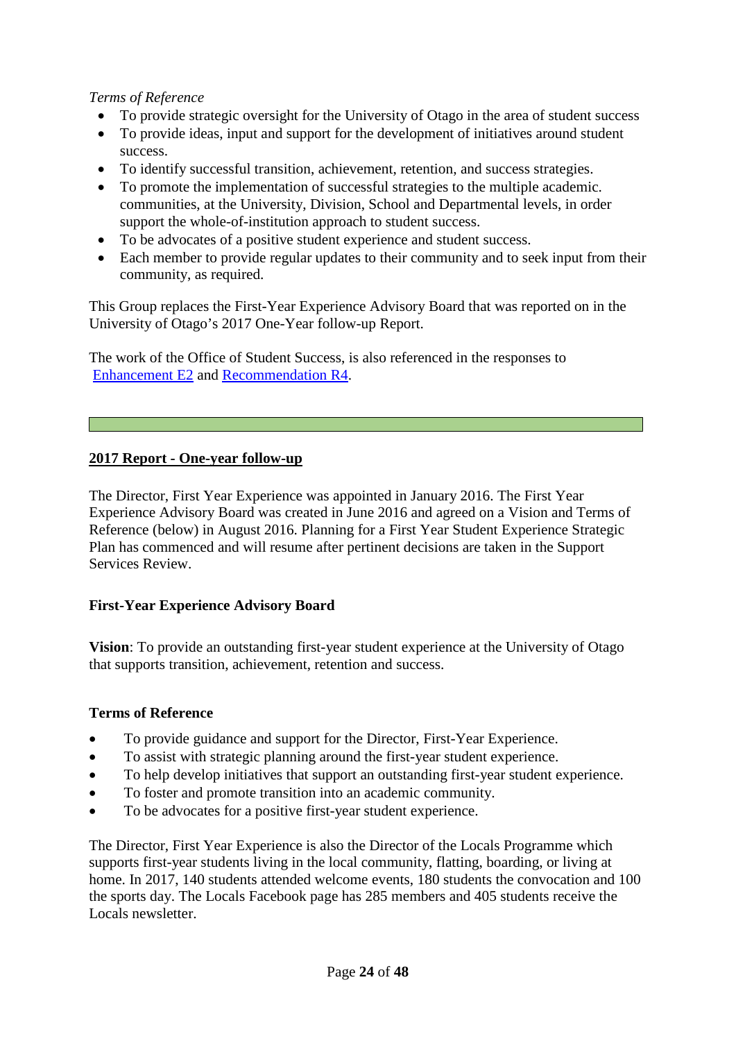*Terms of Reference*

- To provide strategic oversight for the University of Otago in the area of student success
- To provide ideas, input and support for the development of initiatives around student success.
- To identify successful transition, achievement, retention, and success strategies.
- To promote the implementation of successful strategies to the multiple academic. communities, at the University, Division, School and Departmental levels, in order support the whole-of-institution approach to student success.
- To be advocates of a positive student experience and student success.
- Each member to provide regular updates to their community and to seek input from their community, as required.

This Group replaces the First-Year Experience Advisory Board that was reported on in the University of Otago's 2017 One-Year follow-up Report.

The work of the Office of Student Success, is also referenced in the responses to Enhancement E2 and Recommendation R4.

---

## 2017 Report - One-year follow-up

The Director, First Year Experience was appointed in January 2016. The First Year Experience Advisory Board was created in June 2016 and agreed on a Vision and Terms of Reference (below) in August 2016. Planning for a First Year Student Experience Strategic Plan has commenced and will resume after pertinent decisions are taken in the Support Services Review.

### First-Year Experience Advisory Board

**Vision**: To provide an outstanding first-year student experience at the University of Otago that supports transition, achievement, retention and success.

**Terms of Reference**

- To provide guidance and support for the Director, First-Year Experience.
- To assist with strategic planning around the first-year student experience.
- To help develop initiatives that support an outstanding first-year student experience.
- To foster and promote transition into an academic community.
- To be advocates for a positive first-year student experience.

The Director, First Year Experience is also the Director of the Locals Programme which supports first-year students living in the local community, flatting, boarding, or living at home. In 2017, 140 students attended welcome events, 180 students the convocation and 100 the sports day. The Locals Facebook page has 285 members and 405 students receive the Locals newsletter.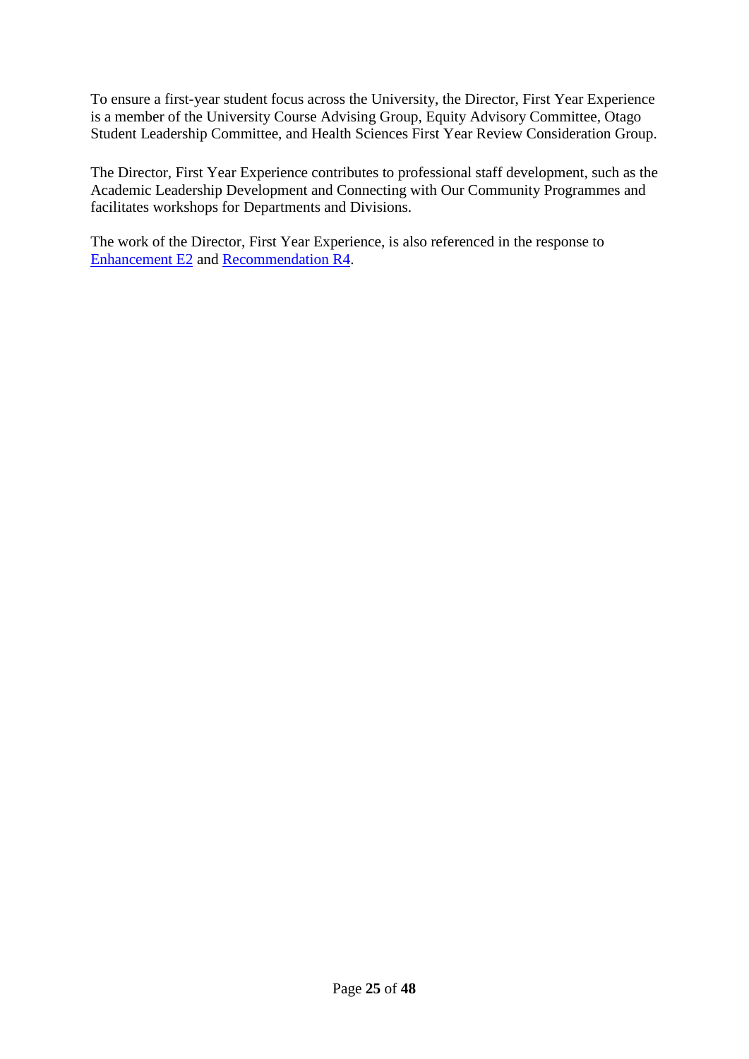To ensure a first-year student focus across the University, the Director, First Year Experience is a member of the University Course Advising Group, Equity Advisory Committee, Otago Student Leadership Committee, and Health Sciences First Year Review Consideration Group.

The Director, First Year Experience contributes to professional staff development, such as the Academic Leadership Development and Connecting with Our Community Programmes and facilitates workshops for Departments and Divisions.

The work of the Director, First Year Experience, is also referenced in the response to Enhancement E2 and Recommendation R4.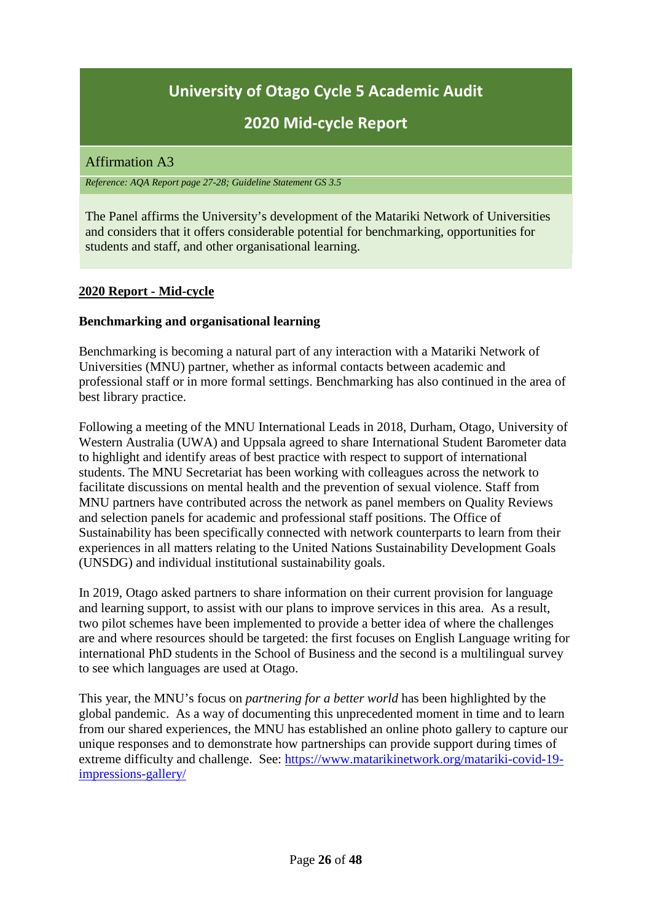# University of Otago Cycle 5 Academic Audit

## 2020 Mid-cycle Report

### Affirmation A3

*Reference: AQA Report page 27-28; Guideline Statement GS 3.5*

The Panel affirms the University's development of the Matariki Network of Universities and considers that it offers considerable potential for benchmarking, opportunities for students and staff, and other organisational learning.

**2020 Report - Mid-cycle**

**Benchmarking and organisational learning**

Benchmarking is becoming a natural part of any interaction with a Matariki Network of Universities (MNU) partner, whether as informal contacts between academic and professional staff or in more formal settings. Benchmarking has also continued in the area of best library practice.

Following a meeting of the MNU International Leads in 2018, Durham, Otago, University of Western Australia (UWA) and Uppsala agreed to share International Student Barometer data to highlight and identify areas of best practice with respect to support of international students. The MNU Secretariat has been working with colleagues across the network to facilitate discussions on mental health and the prevention of sexual violence. Staff from MNU partners have contributed across the network as panel members on Quality Reviews and selection panels for academic and professional staff positions. The Office of Sustainability has been specifically connected with network counterparts to learn from their experiences in all matters relating to the United Nations Sustainability Development Goals (UNSDG) and individual institutional sustainability goals.

In 2019, Otago asked partners to share information on their current provision for language and learning support, to assist with our plans to improve services in this area. As a result, two pilot schemes have been implemented to provide a better idea of where the challenges are and where resources should be targeted: the first focuses on English Language writing for international PhD students in the School of Business and the second is a multilingual survey to see which languages are used at Otago.

This year, the MNU's focus on *partnering for a better world* has been highlighted by the global pandemic. As a way of documenting this unprecedented moment in time and to learn from our shared experiences, the MNU has established an online photo gallery to capture our unique responses and to demonstrate how partnerships can provide support during times of extreme difficulty and challenge. See: https://www.matarikinetwork.org/matariki-covid-19-impressions-gallery/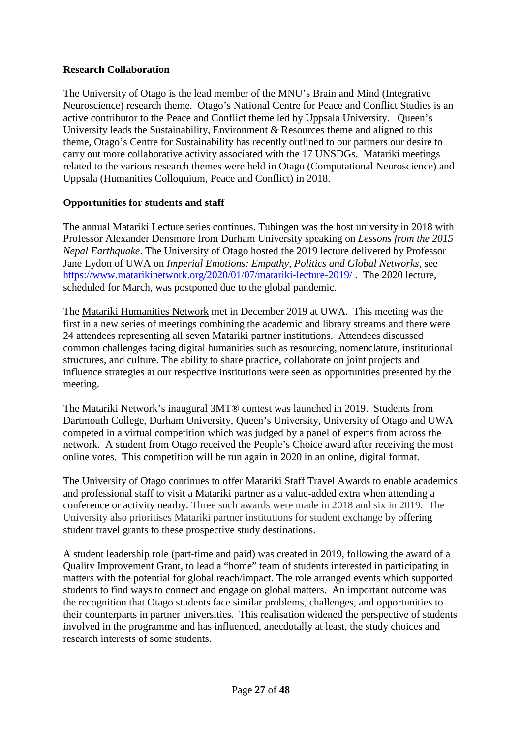**Research Collaboration**

The University of Otago is the lead member of the MNU's Brain and Mind (Integrative Neuroscience) research theme. Otago's National Centre for Peace and Conflict Studies is an active contributor to the Peace and Conflict theme led by Uppsala University. Queen's University leads the Sustainability, Environment & Resources theme and aligned to this theme, Otago's Centre for Sustainability has recently outlined to our partners our desire to carry out more collaborative activity associated with the 17 UNSDGs. Matariki meetings related to the various research themes were held in Otago (Computational Neuroscience) and Uppsala (Humanities Colloquium, Peace and Conflict) in 2018.

**Opportunities for students and staff**

The annual Matariki Lecture series continues. Tubingen was the host university in 2018 with Professor Alexander Densmore from Durham University speaking on *Lessons from the 2015 Nepal Earthquake*. The University of Otago hosted the 2019 lecture delivered by Professor Jane Lydon of UWA on *Imperial Emotions: Empathy, Politics and Global Networks*, see https://www.matarikinetwork.org/2020/01/07/matariki-lecture-2019/ . The 2020 lecture, scheduled for March, was postponed due to the global pandemic.

The Matariki Humanities Network met in December 2019 at UWA. This meeting was the first in a new series of meetings combining the academic and library streams and there were 24 attendees representing all seven Matariki partner institutions. Attendees discussed common challenges facing digital humanities such as resourcing, nomenclature, institutional structures, and culture. The ability to share practice, collaborate on joint projects and influence strategies at our respective institutions were seen as opportunities presented by the meeting.

The Matariki Network's inaugural 3MT® contest was launched in 2019. Students from Dartmouth College, Durham University, Queen's University, University of Otago and UWA competed in a virtual competition which was judged by a panel of experts from across the network. A student from Otago received the People's Choice award after receiving the most online votes. This competition will be run again in 2020 in an online, digital format.

The University of Otago continues to offer Matariki Staff Travel Awards to enable academics and professional staff to visit a Matariki partner as a value-added extra when attending a conference or activity nearby. Three such awards were made in 2018 and six in 2019. The University also prioritises Matariki partner institutions for student exchange by offering student travel grants to these prospective study destinations.

A student leadership role (part-time and paid) was created in 2019, following the award of a Quality Improvement Grant, to lead a "home" team of students interested in participating in matters with the potential for global reach/impact. The role arranged events which supported students to find ways to connect and engage on global matters. An important outcome was the recognition that Otago students face similar problems, challenges, and opportunities to their counterparts in partner universities. This realisation widened the perspective of students involved in the programme and has influenced, anecdotally at least, the study choices and research interests of some students.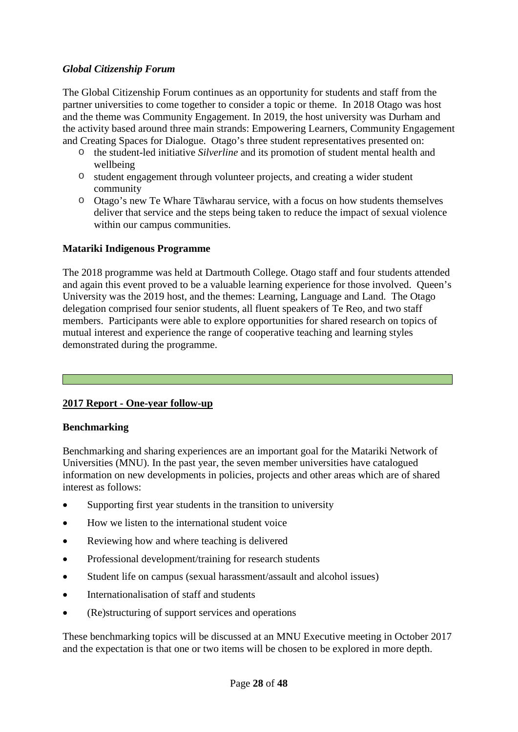***Global Citizenship Forum***

The Global Citizenship Forum continues as an opportunity for students and staff from the partner universities to come together to consider a topic or theme. In 2018 Otago was host and the theme was Community Engagement. In 2019, the host university was Durham and the activity based around three main strands: Empowering Learners, Community Engagement and Creating Spaces for Dialogue. Otago's three student representatives presented on:

- the student-led initiative *Silverline* and its promotion of student mental health and wellbeing
- student engagement through volunteer projects, and creating a wider student community
- Otago's new Te Whare Tāwharau service, with a focus on how students themselves deliver that service and the steps being taken to reduce the impact of sexual violence within our campus communities.

**Matariki Indigenous Programme**

The 2018 programme was held at Dartmouth College. Otago staff and four students attended and again this event proved to be a valuable learning experience for those involved. Queen's University was the 2019 host, and the themes: Learning, Language and Land. The Otago delegation comprised four senior students, all fluent speakers of Te Reo, and two staff members. Participants were able to explore opportunities for shared research on topics of mutual interest and experience the range of cooperative teaching and learning styles demonstrated during the programme.

---

## 2017 Report - One-year follow-up

**Benchmarking**

Benchmarking and sharing experiences are an important goal for the Matariki Network of Universities (MNU). In the past year, the seven member universities have catalogued information on new developments in policies, projects and other areas which are of shared interest as follows:

- Supporting first year students in the transition to university
- How we listen to the international student voice
- Reviewing how and where teaching is delivered
- Professional development/training for research students
- Student life on campus (sexual harassment/assault and alcohol issues)
- Internationalisation of staff and students
- (Re)structuring of support services and operations

These benchmarking topics will be discussed at an MNU Executive meeting in October 2017 and the expectation is that one or two items will be chosen to be explored in more depth.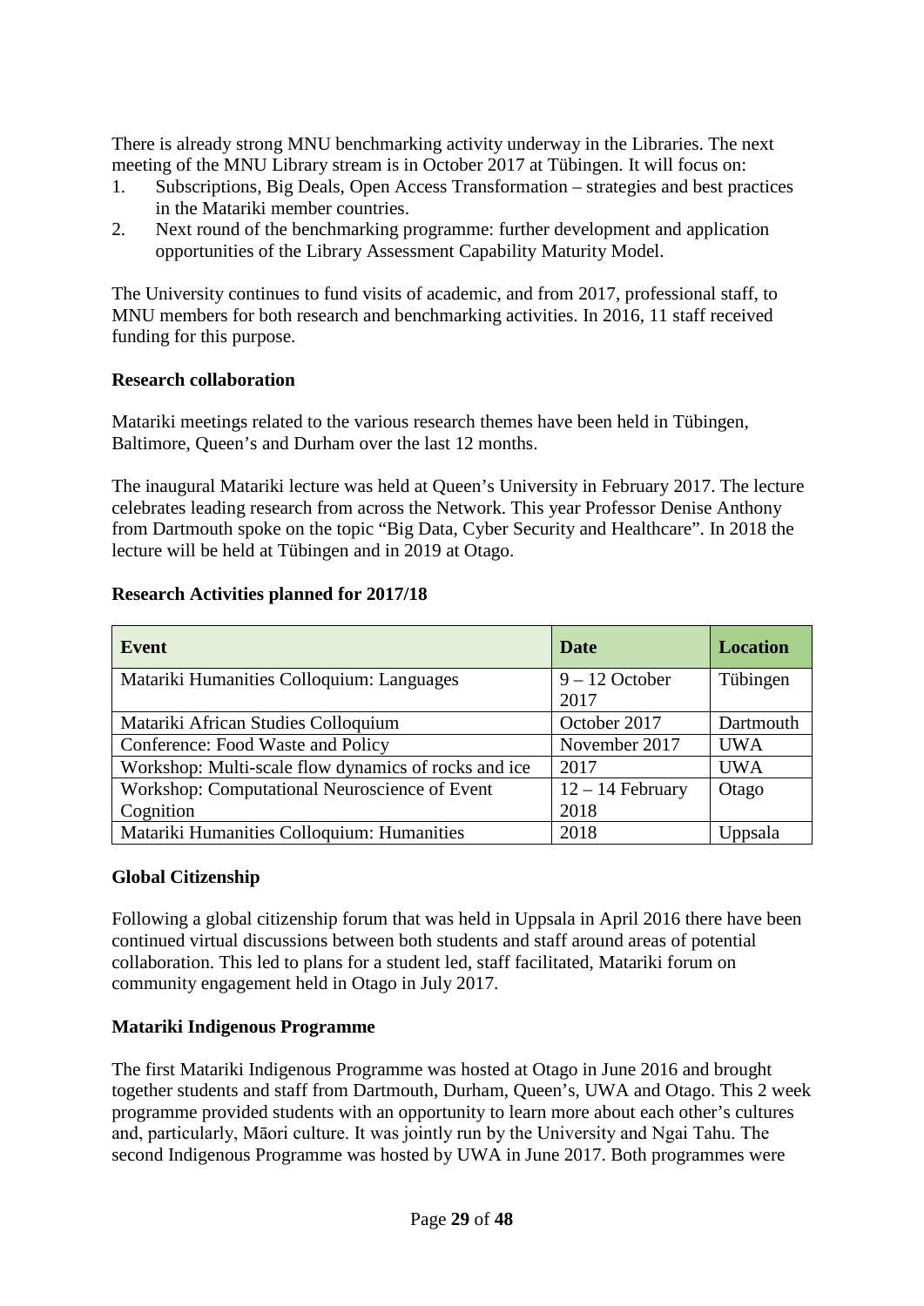There is already strong MNU benchmarking activity underway in the Libraries. The next meeting of the MNU Library stream is in October 2017 at Tübingen. It will focus on:

1. Subscriptions, Big Deals, Open Access Transformation – strategies and best practices in the Matariki member countries.
2. Next round of the benchmarking programme: further development and application opportunities of the Library Assessment Capability Maturity Model.

The University continues to fund visits of academic, and from 2017, professional staff, to MNU members for both research and benchmarking activities. In 2016, 11 staff received funding for this purpose.

**Research collaboration**

Matariki meetings related to the various research themes have been held in Tübingen, Baltimore, Queen's and Durham over the last 12 months.

The inaugural Matariki lecture was held at Queen's University in February 2017. The lecture celebrates leading research from across the Network. This year Professor Denise Anthony from Dartmouth spoke on the topic "Big Data, Cyber Security and Healthcare". In 2018 the lecture will be held at Tübingen and in 2019 at Otago.

**Research Activities planned for 2017/18**

| Event | Date | Location |
|---|---|---|
| Matariki Humanities Colloquium: Languages | 9 – 12 October 2017 | Tübingen |
| Matariki African Studies Colloquium | October 2017 | Dartmouth |
| Conference: Food Waste and Policy | November 2017 | UWA |
| Workshop: Multi-scale flow dynamics of rocks and ice | 2017 | UWA |
| Workshop: Computational Neuroscience of Event Cognition | 12 – 14 February 2018 | Otago |
| Matariki Humanities Colloquium: Humanities | 2018 | Uppsala |

**Global Citizenship**

Following a global citizenship forum that was held in Uppsala in April 2016 there have been continued virtual discussions between both students and staff around areas of potential collaboration. This led to plans for a student led, staff facilitated, Matariki forum on community engagement held in Otago in July 2017.

**Matariki Indigenous Programme**

The first Matariki Indigenous Programme was hosted at Otago in June 2016 and brought together students and staff from Dartmouth, Durham, Queen's, UWA and Otago. This 2 week programme provided students with an opportunity to learn more about each other's cultures and, particularly, Māori culture. It was jointly run by the University and Ngai Tahu. The second Indigenous Programme was hosted by UWA in June 2017. Both programmes were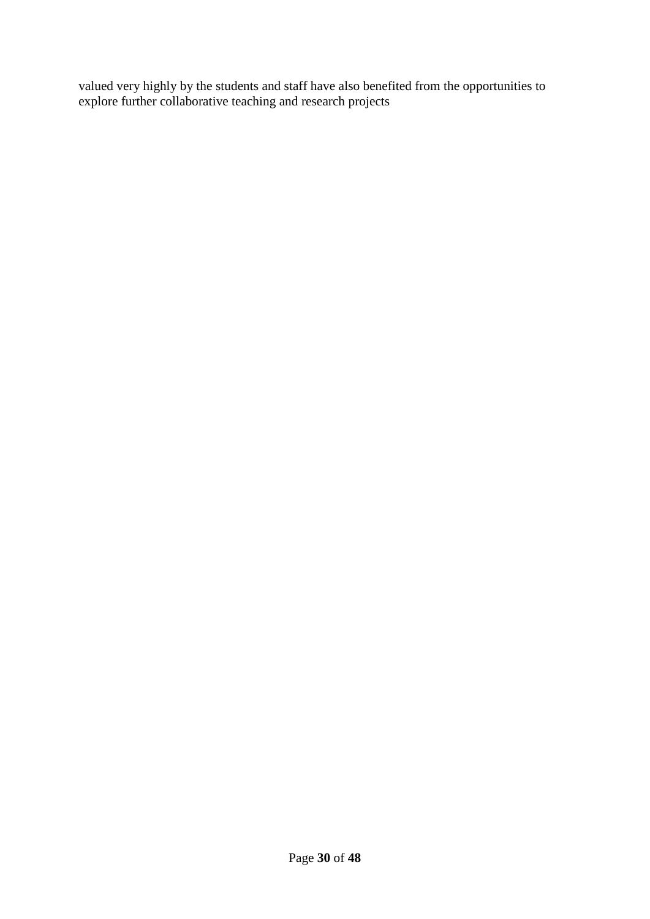valued very highly by the students and staff have also benefited from the opportunities to explore further collaborative teaching and research projects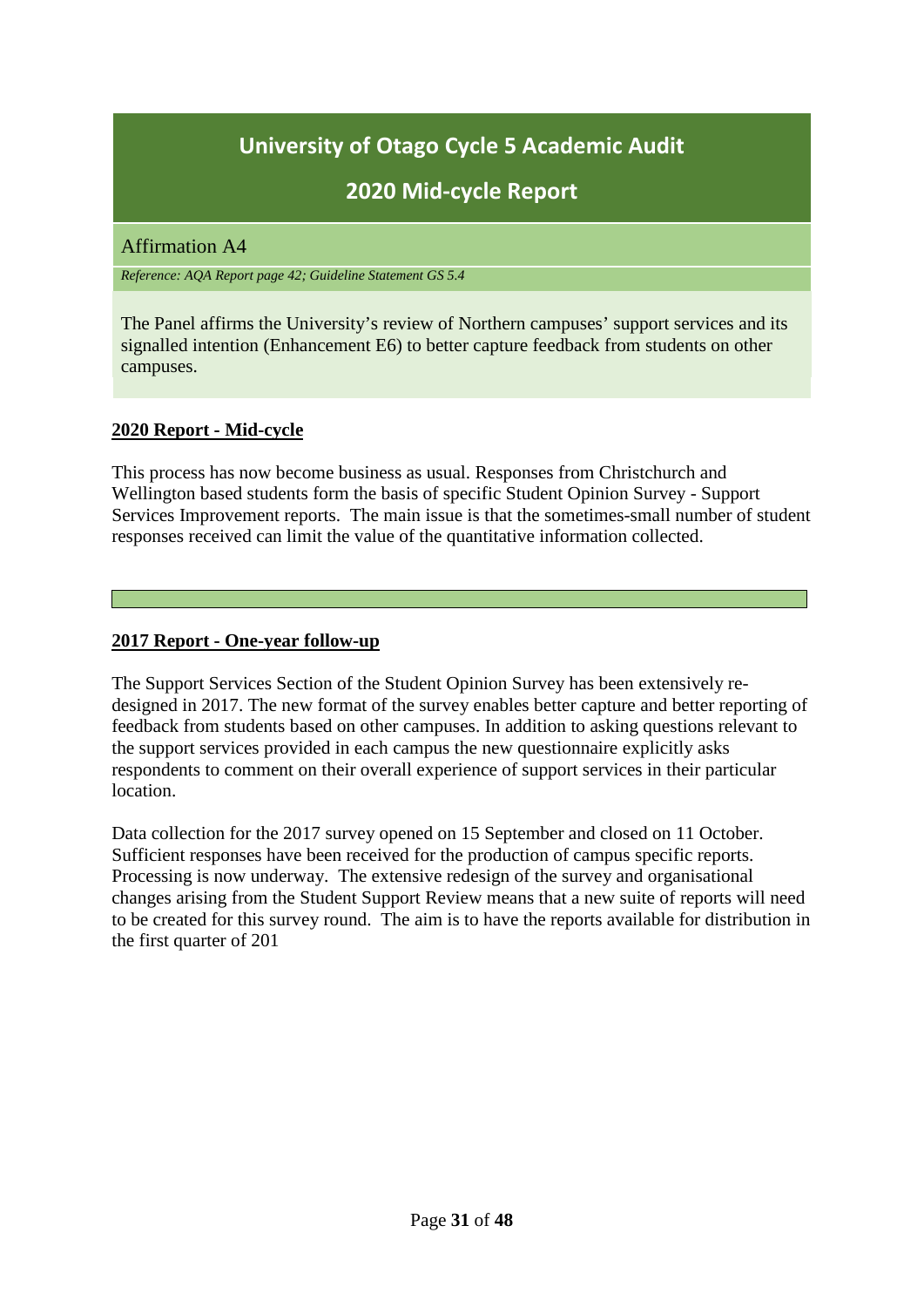# University of Otago Cycle 5 Academic Audit

## 2020 Mid-cycle Report

### Affirmation A4

*Reference: AQA Report page 42; Guideline Statement GS 5.4*

The Panel affirms the University's review of Northern campuses' support services and its signalled intention (Enhancement E6) to better capture feedback from students on other campuses.

**2020 Report - Mid-cycle**

This process has now become business as usual. Responses from Christchurch and Wellington based students form the basis of specific Student Opinion Survey - Support Services Improvement reports. The main issue is that the sometimes-small number of student responses received can limit the value of the quantitative information collected.

**2017 Report - One-year follow-up**

The Support Services Section of the Student Opinion Survey has been extensively re-designed in 2017. The new format of the survey enables better capture and better reporting of feedback from students based on other campuses. In addition to asking questions relevant to the support services provided in each campus the new questionnaire explicitly asks respondents to comment on their overall experience of support services in their particular location.

Data collection for the 2017 survey opened on 15 September and closed on 11 October. Sufficient responses have been received for the production of campus specific reports. Processing is now underway. The extensive redesign of the survey and organisational changes arising from the Student Support Review means that a new suite of reports will need to be created for this survey round. The aim is to have the reports available for distribution in the first quarter of 201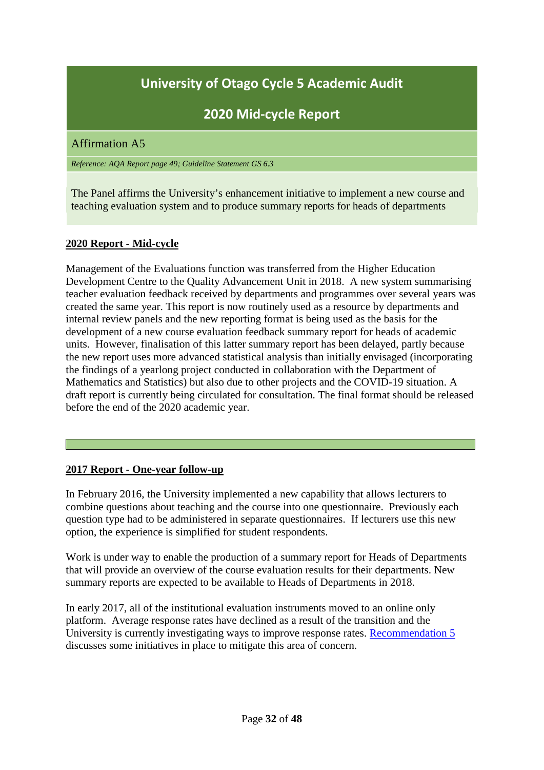## University of Otago Cycle 5 Academic Audit

## 2020 Mid-cycle Report

### Affirmation A5

*Reference: AQA Report page 49; Guideline Statement GS 6.3*

The Panel affirms the University's enhancement initiative to implement a new course and teaching evaluation system and to produce summary reports for heads of departments

**2020 Report - Mid-cycle**

Management of the Evaluations function was transferred from the Higher Education Development Centre to the Quality Advancement Unit in 2018. A new system summarising teacher evaluation feedback received by departments and programmes over several years was created the same year. This report is now routinely used as a resource by departments and internal review panels and the new reporting format is being used as the basis for the development of a new course evaluation feedback summary report for heads of academic units. However, finalisation of this latter summary report has been delayed, partly because the new report uses more advanced statistical analysis than initially envisaged (incorporating the findings of a yearlong project conducted in collaboration with the Department of Mathematics and Statistics) but also due to other projects and the COVID-19 situation. A draft report is currently being circulated for consultation. The final format should be released before the end of the 2020 academic year.

---

**2017 Report - One-year follow-up**

In February 2016, the University implemented a new capability that allows lecturers to combine questions about teaching and the course into one questionnaire. Previously each question type had to be administered in separate questionnaires. If lecturers use this new option, the experience is simplified for student respondents.

Work is under way to enable the production of a summary report for Heads of Departments that will provide an overview of the course evaluation results for their departments. New summary reports are expected to be available to Heads of Departments in 2018.

In early 2017, all of the institutional evaluation instruments moved to an online only platform. Average response rates have declined as a result of the transition and the University is currently investigating ways to improve response rates. Recommendation 5 discusses some initiatives in place to mitigate this area of concern.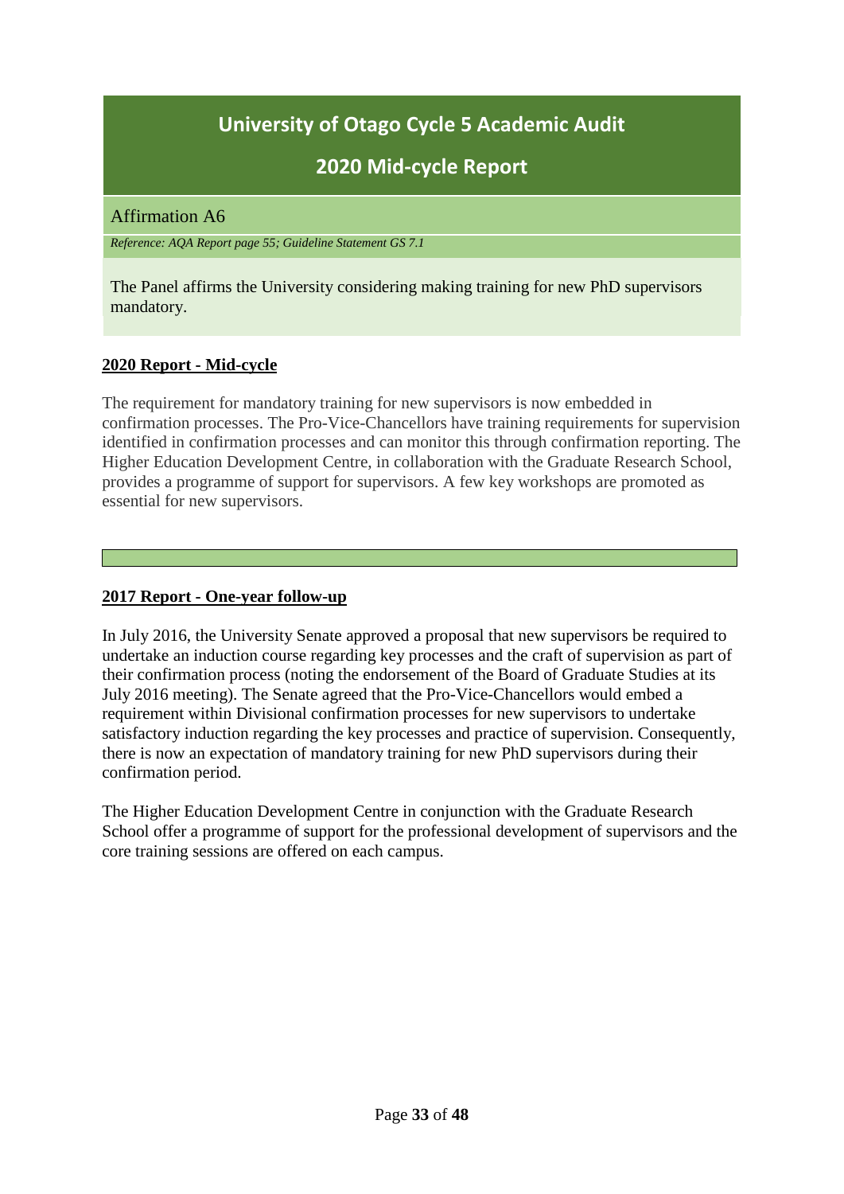## University of Otago Cycle 5 Academic Audit

## 2020 Mid-cycle Report

### Affirmation A6

*Reference: AQA Report page 55; Guideline Statement GS 7.1*

The Panel affirms the University considering making training for new PhD supervisors mandatory.

**2020 Report - Mid-cycle**

The requirement for mandatory training for new supervisors is now embedded in confirmation processes. The Pro-Vice-Chancellors have training requirements for supervision identified in confirmation processes and can monitor this through confirmation reporting. The Higher Education Development Centre, in collaboration with the Graduate Research School, provides a programme of support for supervisors. A few key workshops are promoted as essential for new supervisors.

**2017 Report - One-year follow-up**

In July 2016, the University Senate approved a proposal that new supervisors be required to undertake an induction course regarding key processes and the craft of supervision as part of their confirmation process (noting the endorsement of the Board of Graduate Studies at its July 2016 meeting). The Senate agreed that the Pro-Vice-Chancellors would embed a requirement within Divisional confirmation processes for new supervisors to undertake satisfactory induction regarding the key processes and practice of supervision. Consequently, there is now an expectation of mandatory training for new PhD supervisors during their confirmation period.

The Higher Education Development Centre in conjunction with the Graduate Research School offer a programme of support for the professional development of supervisors and the core training sessions are offered on each campus.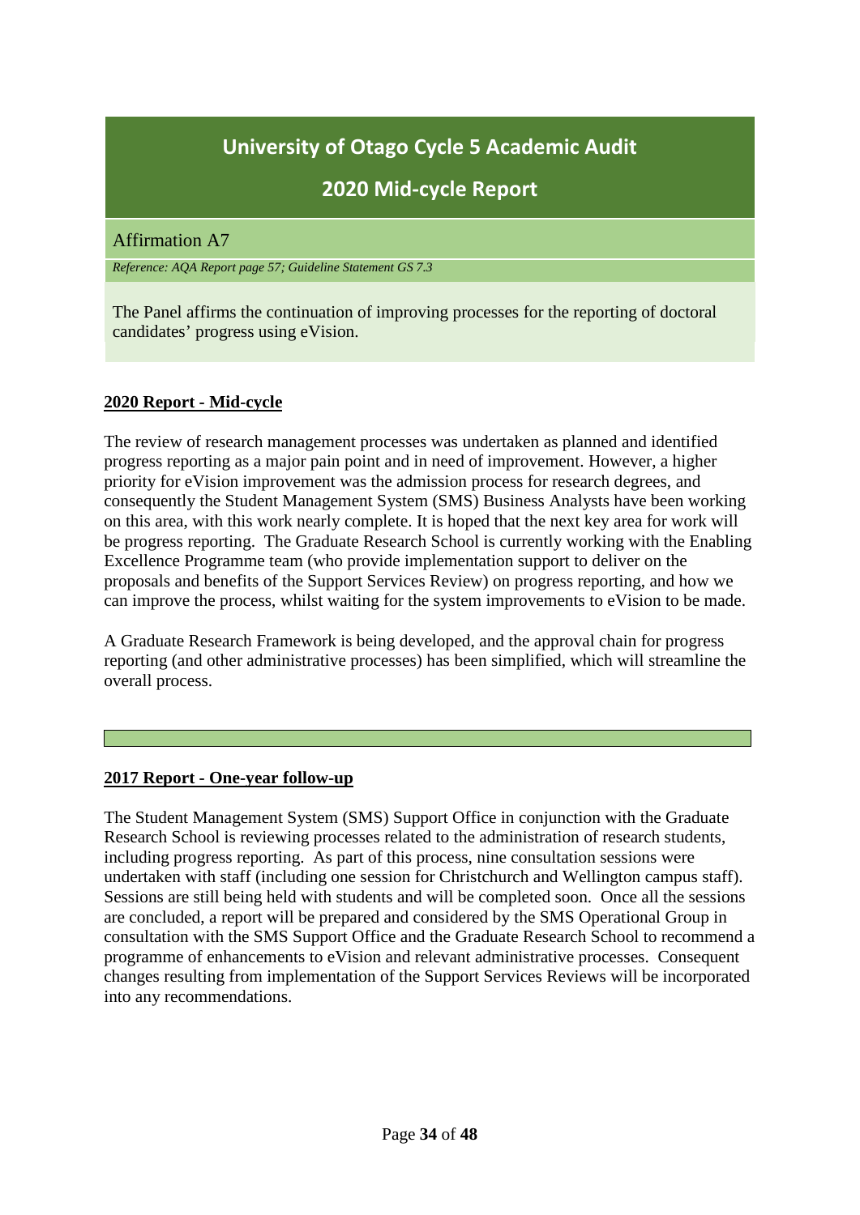# University of Otago Cycle 5 Academic Audit

## 2020 Mid-cycle Report

### Affirmation A7

*Reference: AQA Report page 57; Guideline Statement GS 7.3*

The Panel affirms the continuation of improving processes for the reporting of doctoral candidates' progress using eVision.

**2020 Report - Mid-cycle**

The review of research management processes was undertaken as planned and identified progress reporting as a major pain point and in need of improvement. However, a higher priority for eVision improvement was the admission process for research degrees, and consequently the Student Management System (SMS) Business Analysts have been working on this area, with this work nearly complete. It is hoped that the next key area for work will be progress reporting. The Graduate Research School is currently working with the Enabling Excellence Programme team (who provide implementation support to deliver on the proposals and benefits of the Support Services Review) on progress reporting, and how we can improve the process, whilst waiting for the system improvements to eVision to be made.

A Graduate Research Framework is being developed, and the approval chain for progress reporting (and other administrative processes) has been simplified, which will streamline the overall process.

**2017 Report - One-year follow-up**

The Student Management System (SMS) Support Office in conjunction with the Graduate Research School is reviewing processes related to the administration of research students, including progress reporting. As part of this process, nine consultation sessions were undertaken with staff (including one session for Christchurch and Wellington campus staff). Sessions are still being held with students and will be completed soon. Once all the sessions are concluded, a report will be prepared and considered by the SMS Operational Group in consultation with the SMS Support Office and the Graduate Research School to recommend a programme of enhancements to eVision and relevant administrative processes. Consequent changes resulting from implementation of the Support Services Reviews will be incorporated into any recommendations.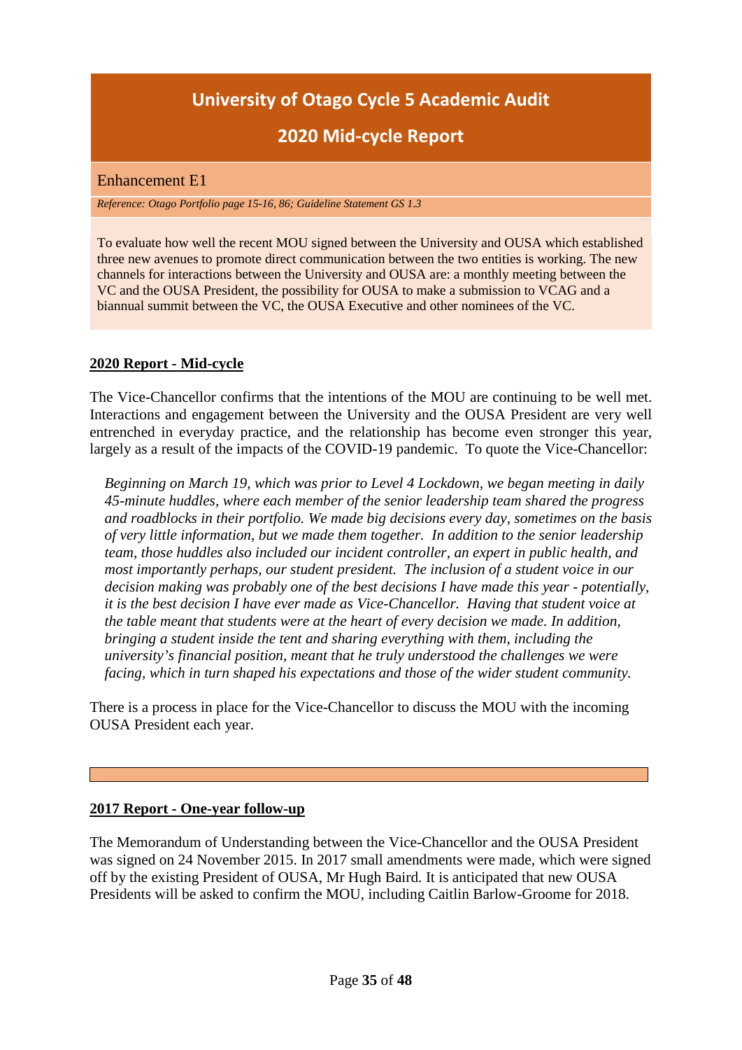# University of Otago Cycle 5 Academic Audit

## 2020 Mid-cycle Report

### Enhancement E1

*Reference: Otago Portfolio page 15-16, 86; Guideline Statement GS 1.3*

To evaluate how well the recent MOU signed between the University and OUSA which established three new avenues to promote direct communication between the two entities is working. The new channels for interactions between the University and OUSA are: a monthly meeting between the VC and the OUSA President, the possibility for OUSA to make a submission to VCAG and a biannual summit between the VC, the OUSA Executive and other nominees of the VC.

**2020 Report - Mid-cycle**

The Vice-Chancellor confirms that the intentions of the MOU are continuing to be well met. Interactions and engagement between the University and the OUSA President are very well entrenched in everyday practice, and the relationship has become even stronger this year, largely as a result of the impacts of the COVID-19 pandemic. To quote the Vice-Chancellor:

> *Beginning on March 19, which was prior to Level 4 Lockdown, we began meeting in daily 45-minute huddles, where each member of the senior leadership team shared the progress and roadblocks in their portfolio. We made big decisions every day, sometimes on the basis of very little information, but we made them together. In addition to the senior leadership team, those huddles also included our incident controller, an expert in public health, and most importantly perhaps, our student president. The inclusion of a student voice in our decision making was probably one of the best decisions I have made this year - potentially, it is the best decision I have ever made as Vice-Chancellor. Having that student voice at the table meant that students were at the heart of every decision we made. In addition, bringing a student inside the tent and sharing everything with them, including the university's financial position, meant that he truly understood the challenges we were facing, which in turn shaped his expectations and those of the wider student community.*

There is a process in place for the Vice-Chancellor to discuss the MOU with the incoming OUSA President each year.

---

**2017 Report - One-year follow-up**

The Memorandum of Understanding between the Vice-Chancellor and the OUSA President was signed on 24 November 2015. In 2017 small amendments were made, which were signed off by the existing President of OUSA, Mr Hugh Baird. It is anticipated that new OUSA Presidents will be asked to confirm the MOU, including Caitlin Barlow-Groome for 2018.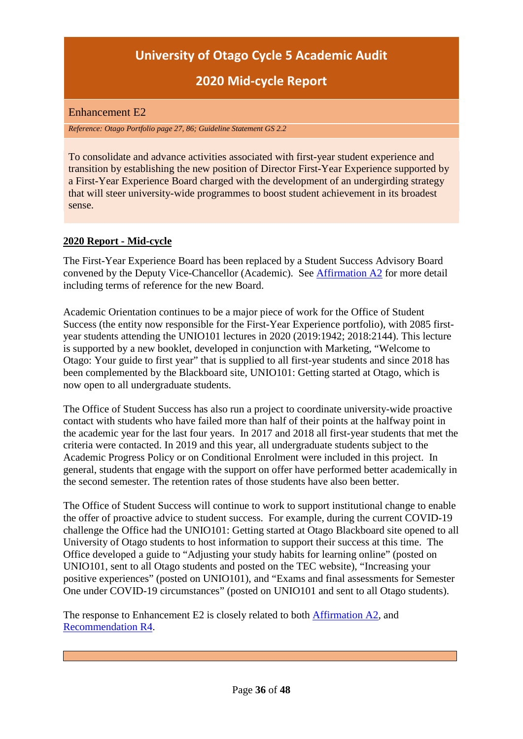# University of Otago Cycle 5 Academic Audit

## 2020 Mid-cycle Report

### Enhancement E2

*Reference: Otago Portfolio page 27, 86; Guideline Statement GS 2.2*

To consolidate and advance activities associated with first-year student experience and transition by establishing the new position of Director First-Year Experience supported by a First-Year Experience Board charged with the development of an undergirding strategy that will steer university-wide programmes to boost student achievement in its broadest sense.

**2020 Report - Mid-cycle**

The First-Year Experience Board has been replaced by a Student Success Advisory Board convened by the Deputy Vice-Chancellor (Academic). See Affirmation A2 for more detail including terms of reference for the new Board.

Academic Orientation continues to be a major piece of work for the Office of Student Success (the entity now responsible for the First-Year Experience portfolio), with 2085 first-year students attending the UNIO101 lectures in 2020 (2019:1942; 2018:2144). This lecture is supported by a new booklet, developed in conjunction with Marketing, "Welcome to Otago: Your guide to first year" that is supplied to all first-year students and since 2018 has been complemented by the Blackboard site, UNIO101: Getting started at Otago, which is now open to all undergraduate students.

The Office of Student Success has also run a project to coordinate university-wide proactive contact with students who have failed more than half of their points at the halfway point in the academic year for the last four years. In 2017 and 2018 all first-year students that met the criteria were contacted. In 2019 and this year, all undergraduate students subject to the Academic Progress Policy or on Conditional Enrolment were included in this project. In general, students that engage with the support on offer have performed better academically in the second semester. The retention rates of those students have also been better.

The Office of Student Success will continue to work to support institutional change to enable the offer of proactive advice to student success. For example, during the current COVID-19 challenge the Office had the UNIO101: Getting started at Otago Blackboard site opened to all University of Otago students to host information to support their success at this time. The Office developed a guide to "Adjusting your study habits for learning online" (posted on UNIO101, sent to all Otago students and posted on the TEC website), "Increasing your positive experiences" (posted on UNIO101), and "Exams and final assessments for Semester One under COVID-19 circumstances" (posted on UNIO101 and sent to all Otago students).

The response to Enhancement E2 is closely related to both Affirmation A2, and Recommendation R4.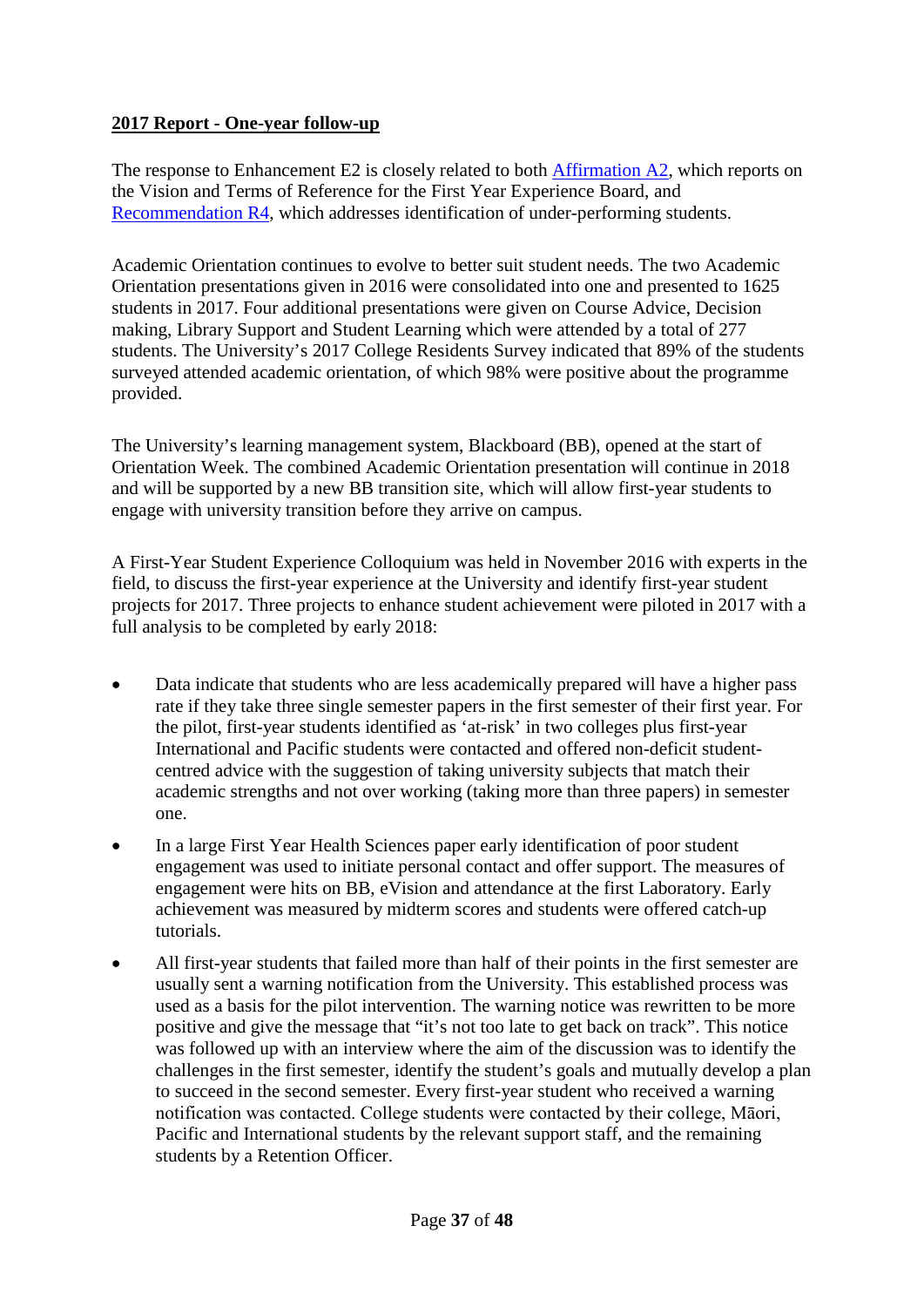**2017 Report - One-year follow-up**

The response to Enhancement E2 is closely related to both Affirmation A2, which reports on the Vision and Terms of Reference for the First Year Experience Board, and Recommendation R4, which addresses identification of under-performing students.

Academic Orientation continues to evolve to better suit student needs. The two Academic Orientation presentations given in 2016 were consolidated into one and presented to 1625 students in 2017. Four additional presentations were given on Course Advice, Decision making, Library Support and Student Learning which were attended by a total of 277 students. The University's 2017 College Residents Survey indicated that 89% of the students surveyed attended academic orientation, of which 98% were positive about the programme provided.

The University's learning management system, Blackboard (BB), opened at the start of Orientation Week. The combined Academic Orientation presentation will continue in 2018 and will be supported by a new BB transition site, which will allow first-year students to engage with university transition before they arrive on campus.

A First-Year Student Experience Colloquium was held in November 2016 with experts in the field, to discuss the first-year experience at the University and identify first-year student projects for 2017. Three projects to enhance student achievement were piloted in 2017 with a full analysis to be completed by early 2018:

- Data indicate that students who are less academically prepared will have a higher pass rate if they take three single semester papers in the first semester of their first year. For the pilot, first-year students identified as 'at-risk' in two colleges plus first-year International and Pacific students were contacted and offered non-deficit student-centred advice with the suggestion of taking university subjects that match their academic strengths and not over working (taking more than three papers) in semester one.
- In a large First Year Health Sciences paper early identification of poor student engagement was used to initiate personal contact and offer support. The measures of engagement were hits on BB, eVision and attendance at the first Laboratory. Early achievement was measured by midterm scores and students were offered catch-up tutorials.
- All first-year students that failed more than half of their points in the first semester are usually sent a warning notification from the University. This established process was used as a basis for the pilot intervention. The warning notice was rewritten to be more positive and give the message that "it's not too late to get back on track". This notice was followed up with an interview where the aim of the discussion was to identify the challenges in the first semester, identify the student's goals and mutually develop a plan to succeed in the second semester. Every first-year student who received a warning notification was contacted. College students were contacted by their college, Māori, Pacific and International students by the relevant support staff, and the remaining students by a Retention Officer.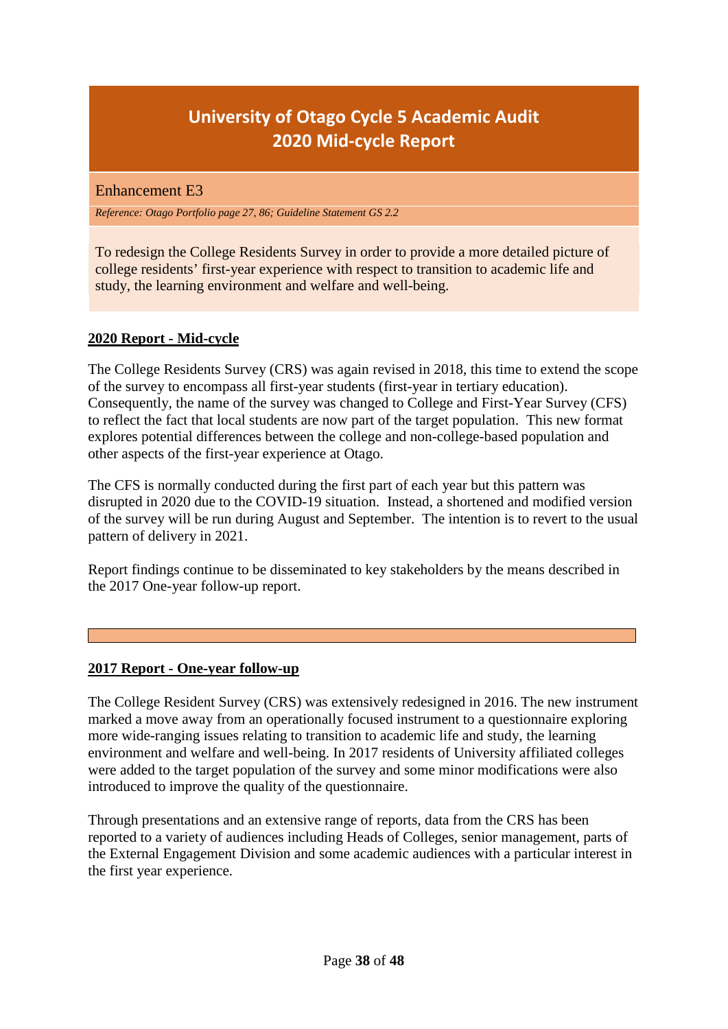# University of Otago Cycle 5 Academic Audit
# 2020 Mid-cycle Report

## Enhancement E3

*Reference: Otago Portfolio page 27, 86; Guideline Statement GS 2.2*

To redesign the College Residents Survey in order to provide a more detailed picture of college residents' first-year experience with respect to transition to academic life and study, the learning environment and welfare and well-being.

### 2020 Report - Mid-cycle

The College Residents Survey (CRS) was again revised in 2018, this time to extend the scope of the survey to encompass all first-year students (first-year in tertiary education). Consequently, the name of the survey was changed to College and First-Year Survey (CFS) to reflect the fact that local students are now part of the target population. This new format explores potential differences between the college and non-college-based population and other aspects of the first-year experience at Otago.

The CFS is normally conducted during the first part of each year but this pattern was disrupted in 2020 due to the COVID-19 situation. Instead, a shortened and modified version of the survey will be run during August and September. The intention is to revert to the usual pattern of delivery in 2021.

Report findings continue to be disseminated to key stakeholders by the means described in the 2017 One-year follow-up report.

---

### 2017 Report - One-year follow-up

The College Resident Survey (CRS) was extensively redesigned in 2016. The new instrument marked a move away from an operationally focused instrument to a questionnaire exploring more wide-ranging issues relating to transition to academic life and study, the learning environment and welfare and well-being. In 2017 residents of University affiliated colleges were added to the target population of the survey and some minor modifications were also introduced to improve the quality of the questionnaire.

Through presentations and an extensive range of reports, data from the CRS has been reported to a variety of audiences including Heads of Colleges, senior management, parts of the External Engagement Division and some academic audiences with a particular interest in the first year experience.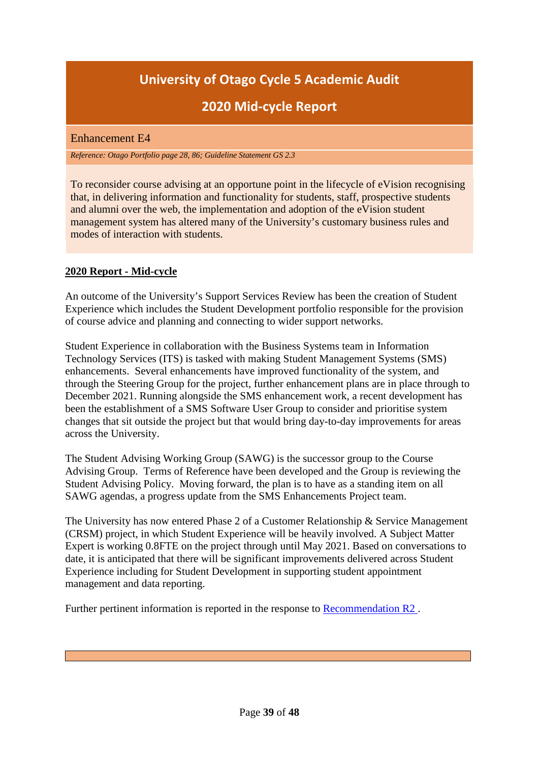# University of Otago Cycle 5 Academic Audit

## 2020 Mid-cycle Report

### Enhancement E4

*Reference: Otago Portfolio page 28, 86; Guideline Statement GS 2.3*

To reconsider course advising at an opportune point in the lifecycle of eVision recognising that, in delivering information and functionality for students, staff, prospective students and alumni over the web, the implementation and adoption of the eVision student management system has altered many of the University's customary business rules and modes of interaction with students.

**2020 Report - Mid-cycle**

An outcome of the University's Support Services Review has been the creation of Student Experience which includes the Student Development portfolio responsible for the provision of course advice and planning and connecting to wider support networks.

Student Experience in collaboration with the Business Systems team in Information Technology Services (ITS) is tasked with making Student Management Systems (SMS) enhancements. Several enhancements have improved functionality of the system, and through the Steering Group for the project, further enhancement plans are in place through to December 2021. Running alongside the SMS enhancement work, a recent development has been the establishment of a SMS Software User Group to consider and prioritise system changes that sit outside the project but that would bring day-to-day improvements for areas across the University.

The Student Advising Working Group (SAWG) is the successor group to the Course Advising Group. Terms of Reference have been developed and the Group is reviewing the Student Advising Policy. Moving forward, the plan is to have as a standing item on all SAWG agendas, a progress update from the SMS Enhancements Project team.

The University has now entered Phase 2 of a Customer Relationship & Service Management (CRSM) project, in which Student Experience will be heavily involved. A Subject Matter Expert is working 0.8FTE on the project through until May 2021. Based on conversations to date, it is anticipated that there will be significant improvements delivered across Student Experience including for Student Development in supporting student appointment management and data reporting.

Further pertinent information is reported in the response to Recommendation R2 .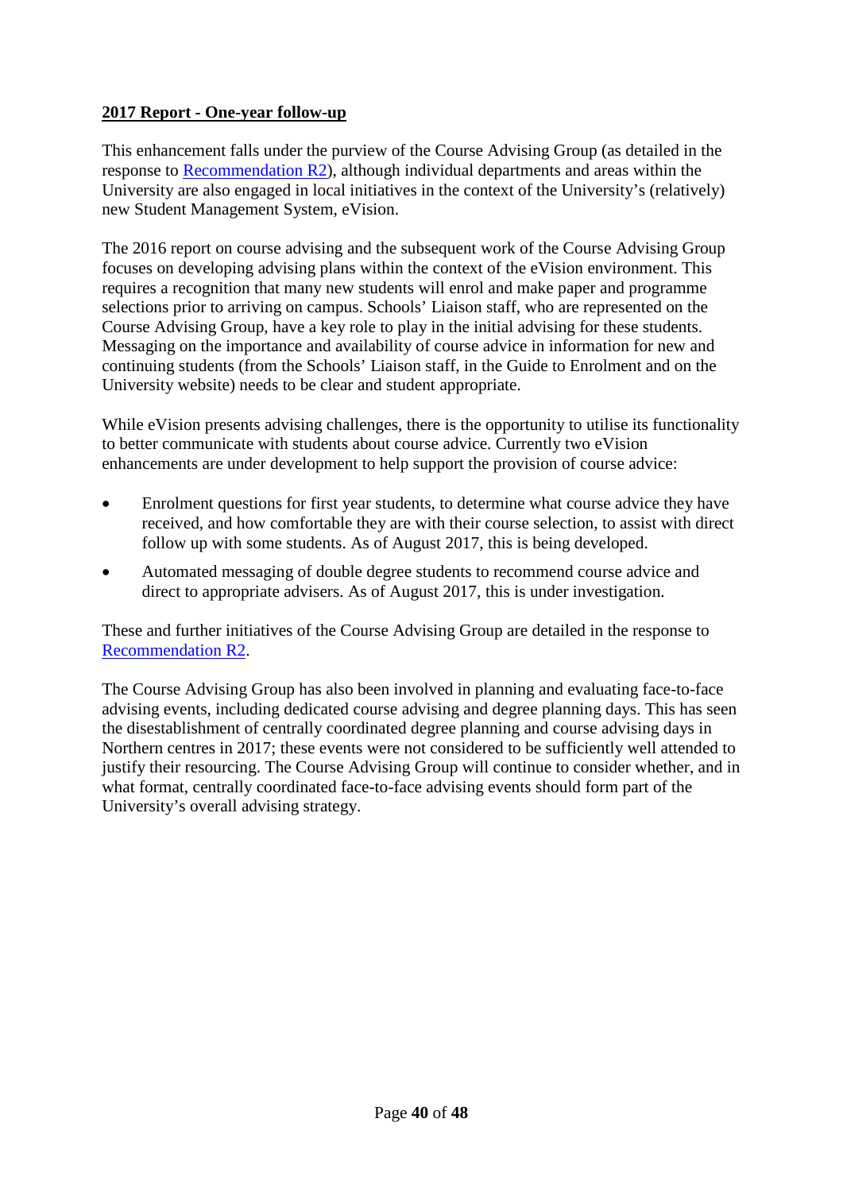**2017 Report - One-year follow-up**

This enhancement falls under the purview of the Course Advising Group (as detailed in the response to Recommendation R2), although individual departments and areas within the University are also engaged in local initiatives in the context of the University's (relatively) new Student Management System, eVision.

The 2016 report on course advising and the subsequent work of the Course Advising Group focuses on developing advising plans within the context of the eVision environment. This requires a recognition that many new students will enrol and make paper and programme selections prior to arriving on campus. Schools' Liaison staff, who are represented on the Course Advising Group, have a key role to play in the initial advising for these students. Messaging on the importance and availability of course advice in information for new and continuing students (from the Schools' Liaison staff, in the Guide to Enrolment and on the University website) needs to be clear and student appropriate.

While eVision presents advising challenges, there is the opportunity to utilise its functionality to better communicate with students about course advice. Currently two eVision enhancements are under development to help support the provision of course advice:

- Enrolment questions for first year students, to determine what course advice they have received, and how comfortable they are with their course selection, to assist with direct follow up with some students. As of August 2017, this is being developed.
- Automated messaging of double degree students to recommend course advice and direct to appropriate advisers. As of August 2017, this is under investigation.

These and further initiatives of the Course Advising Group are detailed in the response to Recommendation R2.

The Course Advising Group has also been involved in planning and evaluating face-to-face advising events, including dedicated course advising and degree planning days. This has seen the disestablishment of centrally coordinated degree planning and course advising days in Northern centres in 2017; these events were not considered to be sufficiently well attended to justify their resourcing. The Course Advising Group will continue to consider whether, and in what format, centrally coordinated face-to-face advising events should form part of the University's overall advising strategy.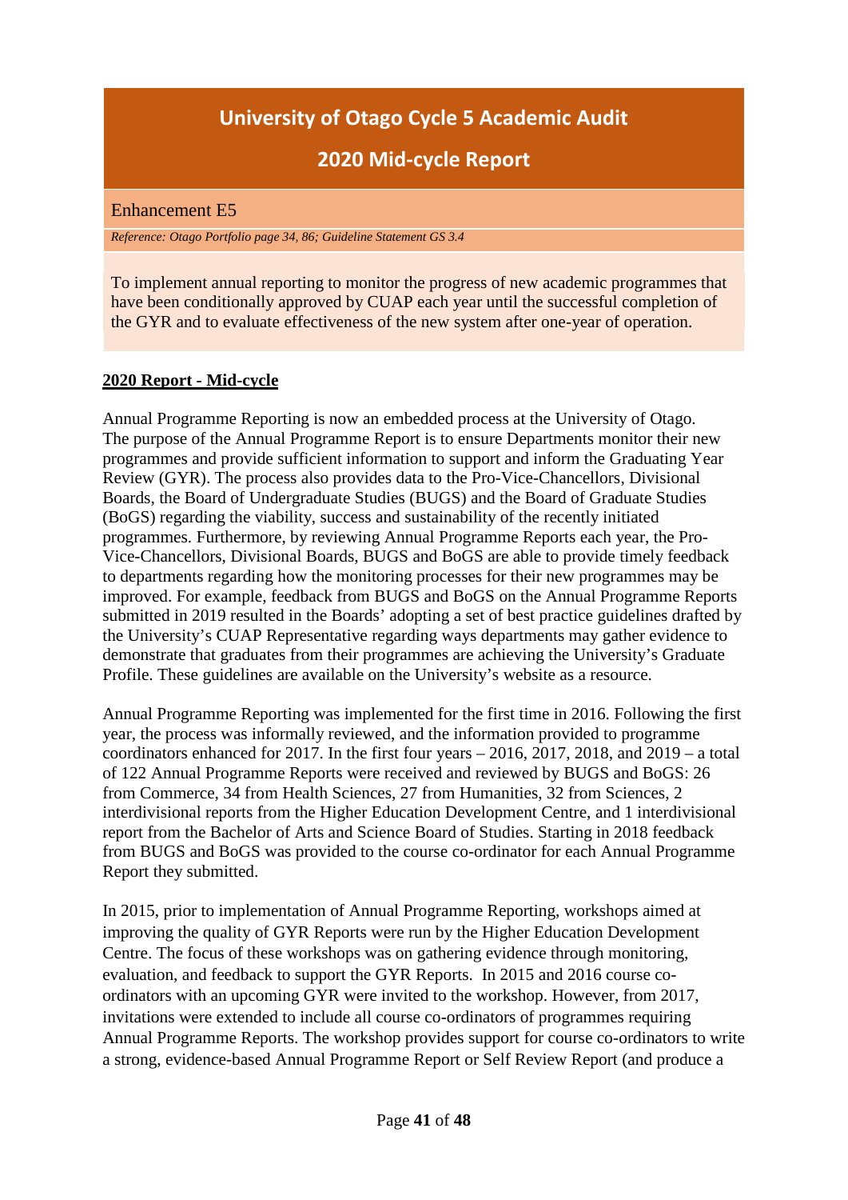# University of Otago Cycle 5 Academic Audit

## 2020 Mid-cycle Report

Enhancement E5

*Reference: Otago Portfolio page 34, 86; Guideline Statement GS 3.4*

To implement annual reporting to monitor the progress of new academic programmes that have been conditionally approved by CUAP each year until the successful completion of the GYR and to evaluate effectiveness of the new system after one-year of operation.

**2020 Report - Mid-cycle**

Annual Programme Reporting is now an embedded process at the University of Otago. The purpose of the Annual Programme Report is to ensure Departments monitor their new programmes and provide sufficient information to support and inform the Graduating Year Review (GYR). The process also provides data to the Pro-Vice-Chancellors, Divisional Boards, the Board of Undergraduate Studies (BUGS) and the Board of Graduate Studies (BoGS) regarding the viability, success and sustainability of the recently initiated programmes. Furthermore, by reviewing Annual Programme Reports each year, the Pro-Vice-Chancellors, Divisional Boards, BUGS and BoGS are able to provide timely feedback to departments regarding how the monitoring processes for their new programmes may be improved. For example, feedback from BUGS and BoGS on the Annual Programme Reports submitted in 2019 resulted in the Boards' adopting a set of best practice guidelines drafted by the University's CUAP Representative regarding ways departments may gather evidence to demonstrate that graduates from their programmes are achieving the University's Graduate Profile. These guidelines are available on the University's website as a resource.

Annual Programme Reporting was implemented for the first time in 2016. Following the first year, the process was informally reviewed, and the information provided to programme coordinators enhanced for 2017. In the first four years – 2016, 2017, 2018, and 2019 – a total of 122 Annual Programme Reports were received and reviewed by BUGS and BoGS: 26 from Commerce, 34 from Health Sciences, 27 from Humanities, 32 from Sciences, 2 interdivisional reports from the Higher Education Development Centre, and 1 interdivisional report from the Bachelor of Arts and Science Board of Studies. Starting in 2018 feedback from BUGS and BoGS was provided to the course co-ordinator for each Annual Programme Report they submitted.

In 2015, prior to implementation of Annual Programme Reporting, workshops aimed at improving the quality of GYR Reports were run by the Higher Education Development Centre. The focus of these workshops was on gathering evidence through monitoring, evaluation, and feedback to support the GYR Reports. In 2015 and 2016 course co-ordinators with an upcoming GYR were invited to the workshop. However, from 2017, invitations were extended to include all course co-ordinators of programmes requiring Annual Programme Reports. The workshop provides support for course co-ordinators to write a strong, evidence-based Annual Programme Report or Self Review Report (and produce a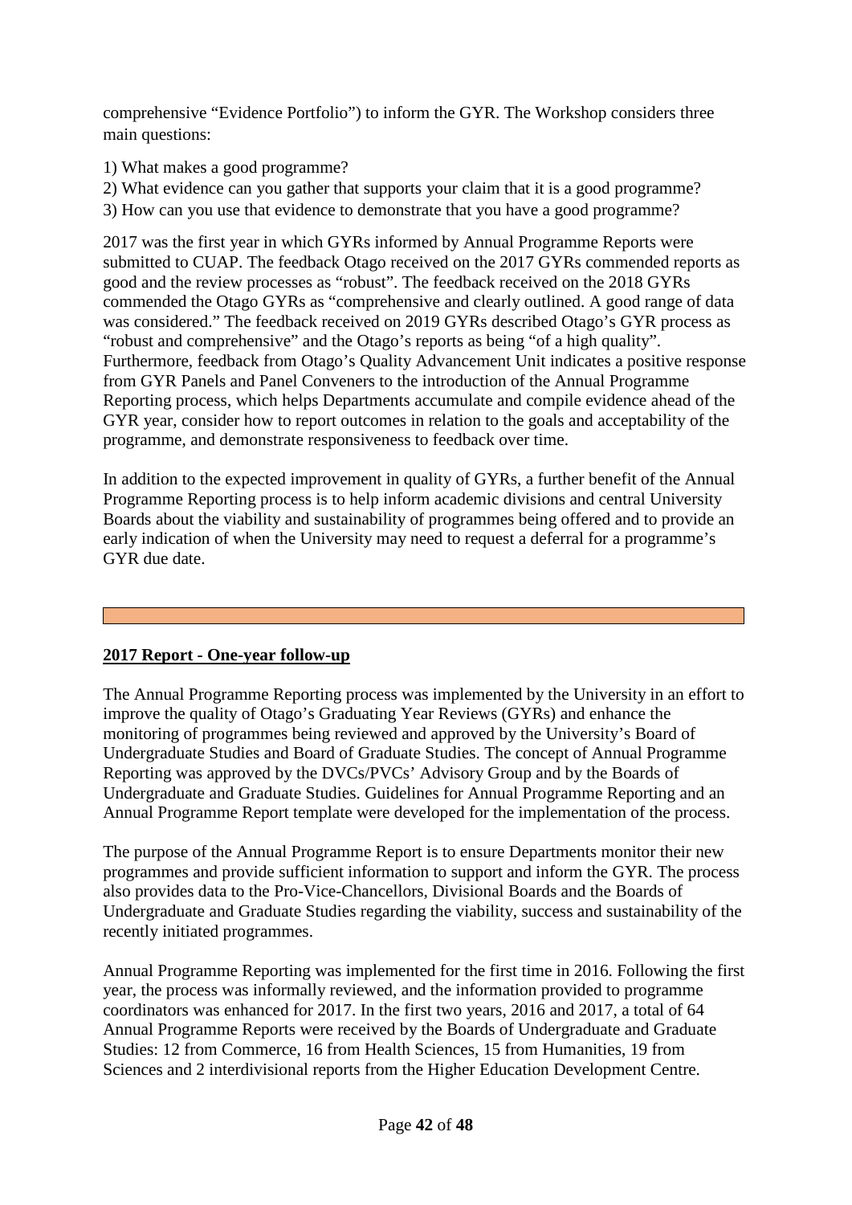comprehensive "Evidence Portfolio") to inform the GYR. The Workshop considers three main questions:

1) What makes a good programme?
2) What evidence can you gather that supports your claim that it is a good programme?
3) How can you use that evidence to demonstrate that you have a good programme?

2017 was the first year in which GYRs informed by Annual Programme Reports were submitted to CUAP. The feedback Otago received on the 2017 GYRs commended reports as good and the review processes as "robust". The feedback received on the 2018 GYRs commended the Otago GYRs as "comprehensive and clearly outlined. A good range of data was considered." The feedback received on 2019 GYRs described Otago's GYR process as "robust and comprehensive" and the Otago's reports as being "of a high quality". Furthermore, feedback from Otago's Quality Advancement Unit indicates a positive response from GYR Panels and Panel Conveners to the introduction of the Annual Programme Reporting process, which helps Departments accumulate and compile evidence ahead of the GYR year, consider how to report outcomes in relation to the goals and acceptability of the programme, and demonstrate responsiveness to feedback over time.

In addition to the expected improvement in quality of GYRs, a further benefit of the Annual Programme Reporting process is to help inform academic divisions and central University Boards about the viability and sustainability of programmes being offered and to provide an early indication of when the University may need to request a deferral for a programme's GYR due date.

## 2017 Report - One-year follow-up

The Annual Programme Reporting process was implemented by the University in an effort to improve the quality of Otago's Graduating Year Reviews (GYRs) and enhance the monitoring of programmes being reviewed and approved by the University's Board of Undergraduate Studies and Board of Graduate Studies. The concept of Annual Programme Reporting was approved by the DVCs/PVCs' Advisory Group and by the Boards of Undergraduate and Graduate Studies. Guidelines for Annual Programme Reporting and an Annual Programme Report template were developed for the implementation of the process.

The purpose of the Annual Programme Report is to ensure Departments monitor their new programmes and provide sufficient information to support and inform the GYR. The process also provides data to the Pro-Vice-Chancellors, Divisional Boards and the Boards of Undergraduate and Graduate Studies regarding the viability, success and sustainability of the recently initiated programmes.

Annual Programme Reporting was implemented for the first time in 2016. Following the first year, the process was informally reviewed, and the information provided to programme coordinators was enhanced for 2017. In the first two years, 2016 and 2017, a total of 64 Annual Programme Reports were received by the Boards of Undergraduate and Graduate Studies: 12 from Commerce, 16 from Health Sciences, 15 from Humanities, 19 from Sciences and 2 interdivisional reports from the Higher Education Development Centre.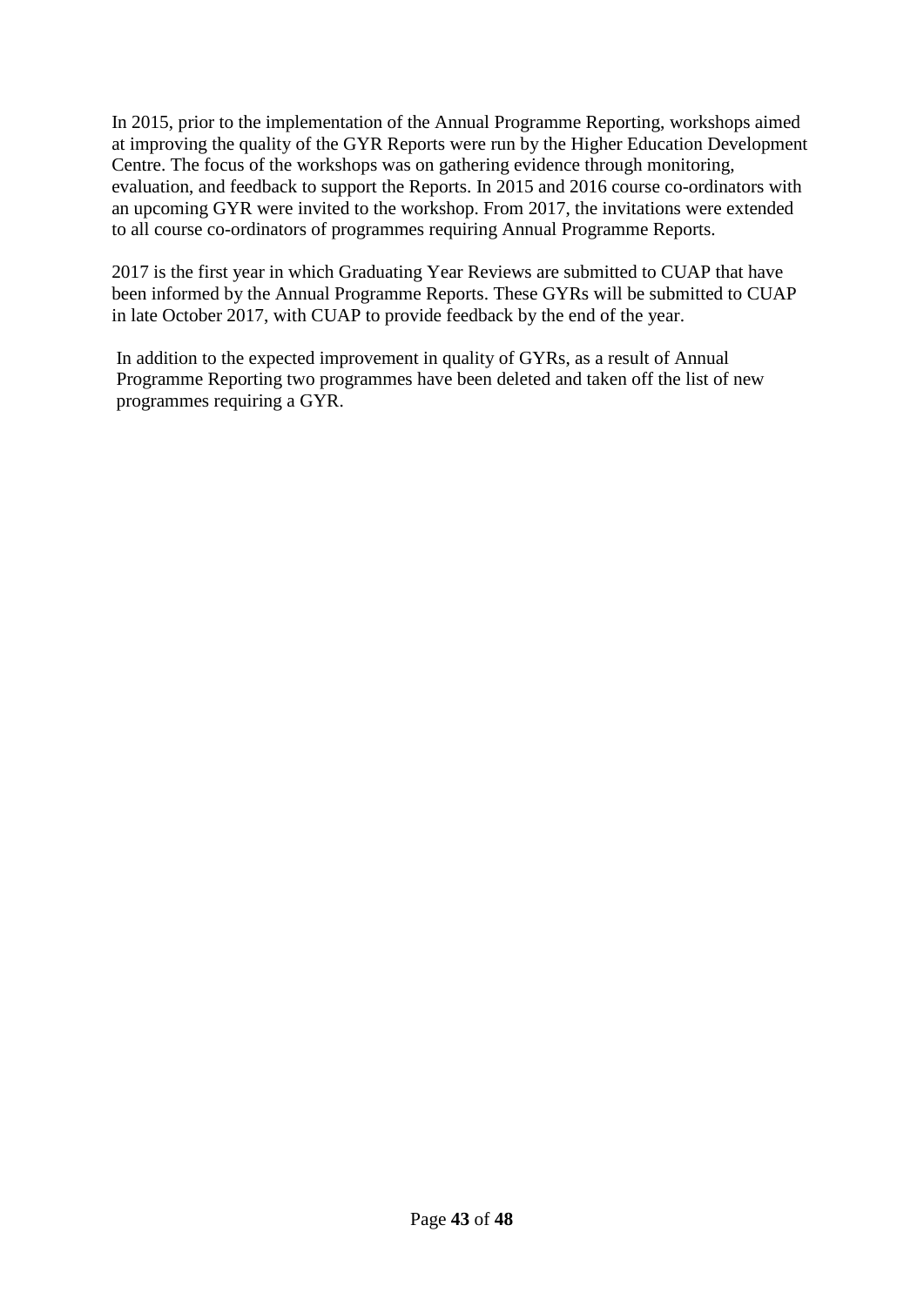In 2015, prior to the implementation of the Annual Programme Reporting, workshops aimed at improving the quality of the GYR Reports were run by the Higher Education Development Centre. The focus of the workshops was on gathering evidence through monitoring, evaluation, and feedback to support the Reports. In 2015 and 2016 course co-ordinators with an upcoming GYR were invited to the workshop. From 2017, the invitations were extended to all course co-ordinators of programmes requiring Annual Programme Reports.

2017 is the first year in which Graduating Year Reviews are submitted to CUAP that have been informed by the Annual Programme Reports. These GYRs will be submitted to CUAP in late October 2017, with CUAP to provide feedback by the end of the year.

In addition to the expected improvement in quality of GYRs, as a result of Annual Programme Reporting two programmes have been deleted and taken off the list of new programmes requiring a GYR.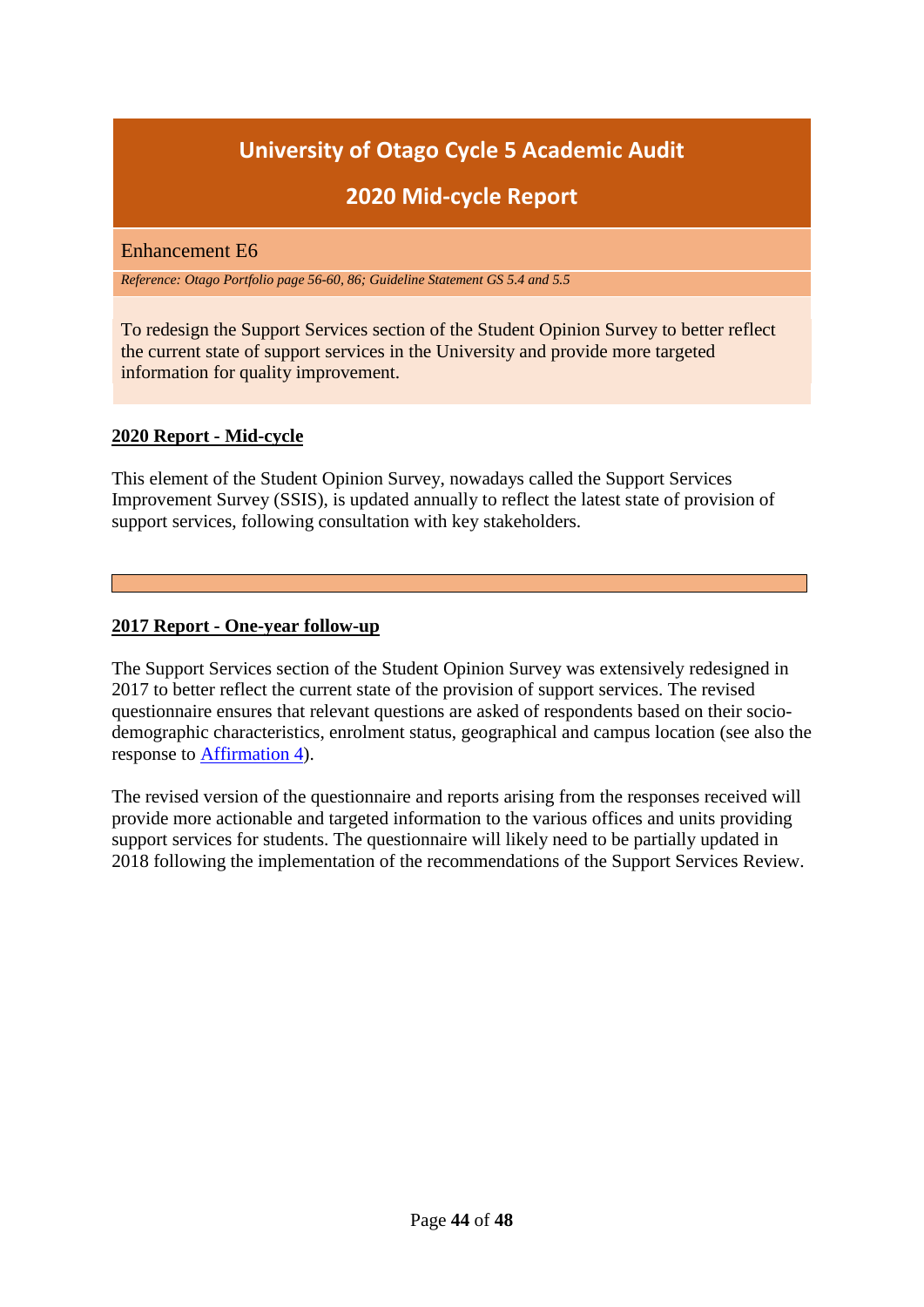# University of Otago Cycle 5 Academic Audit

## 2020 Mid-cycle Report

Enhancement E6

*Reference: Otago Portfolio page 56-60, 86; Guideline Statement GS 5.4 and 5.5*

To redesign the Support Services section of the Student Opinion Survey to better reflect the current state of support services in the University and provide more targeted information for quality improvement.

**2020 Report - Mid-cycle**

This element of the Student Opinion Survey, nowadays called the Support Services Improvement Survey (SSIS), is updated annually to reflect the latest state of provision of support services, following consultation with key stakeholders.

---

**2017 Report - One-year follow-up**

The Support Services section of the Student Opinion Survey was extensively redesigned in 2017 to better reflect the current state of the provision of support services. The revised questionnaire ensures that relevant questions are asked of respondents based on their socio-demographic characteristics, enrolment status, geographical and campus location (see also the response to Affirmation 4).

The revised version of the questionnaire and reports arising from the responses received will provide more actionable and targeted information to the various offices and units providing support services for students. The questionnaire will likely need to be partially updated in 2018 following the implementation of the recommendations of the Support Services Review.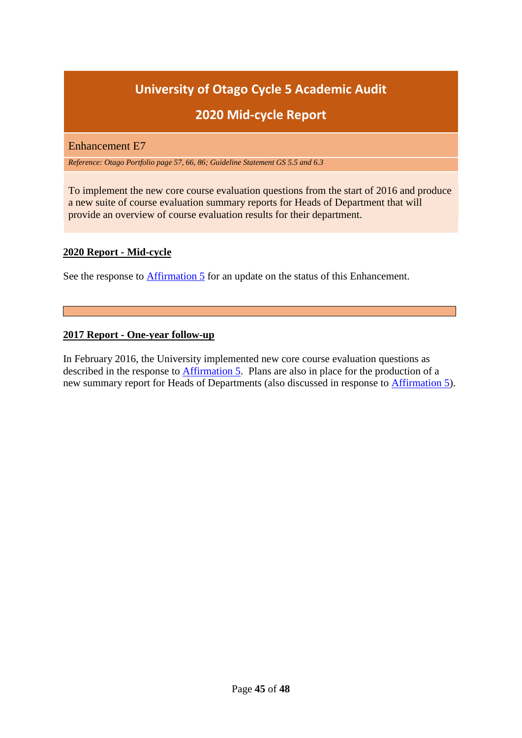# University of Otago Cycle 5 Academic Audit

## 2020 Mid-cycle Report

### Enhancement E7

*Reference: Otago Portfolio page 57, 66, 86; Guideline Statement GS 5.5 and 6.3*

To implement the new core course evaluation questions from the start of 2016 and produce a new suite of course evaluation summary reports for Heads of Department that will provide an overview of course evaluation results for their department.

**2020 Report - Mid-cycle**

See the response to Affirmation 5 for an update on the status of this Enhancement.

---

**2017 Report - One-year follow-up**

In February 2016, the University implemented new core course evaluation questions as described in the response to Affirmation 5. Plans are also in place for the production of a new summary report for Heads of Departments (also discussed in response to Affirmation 5).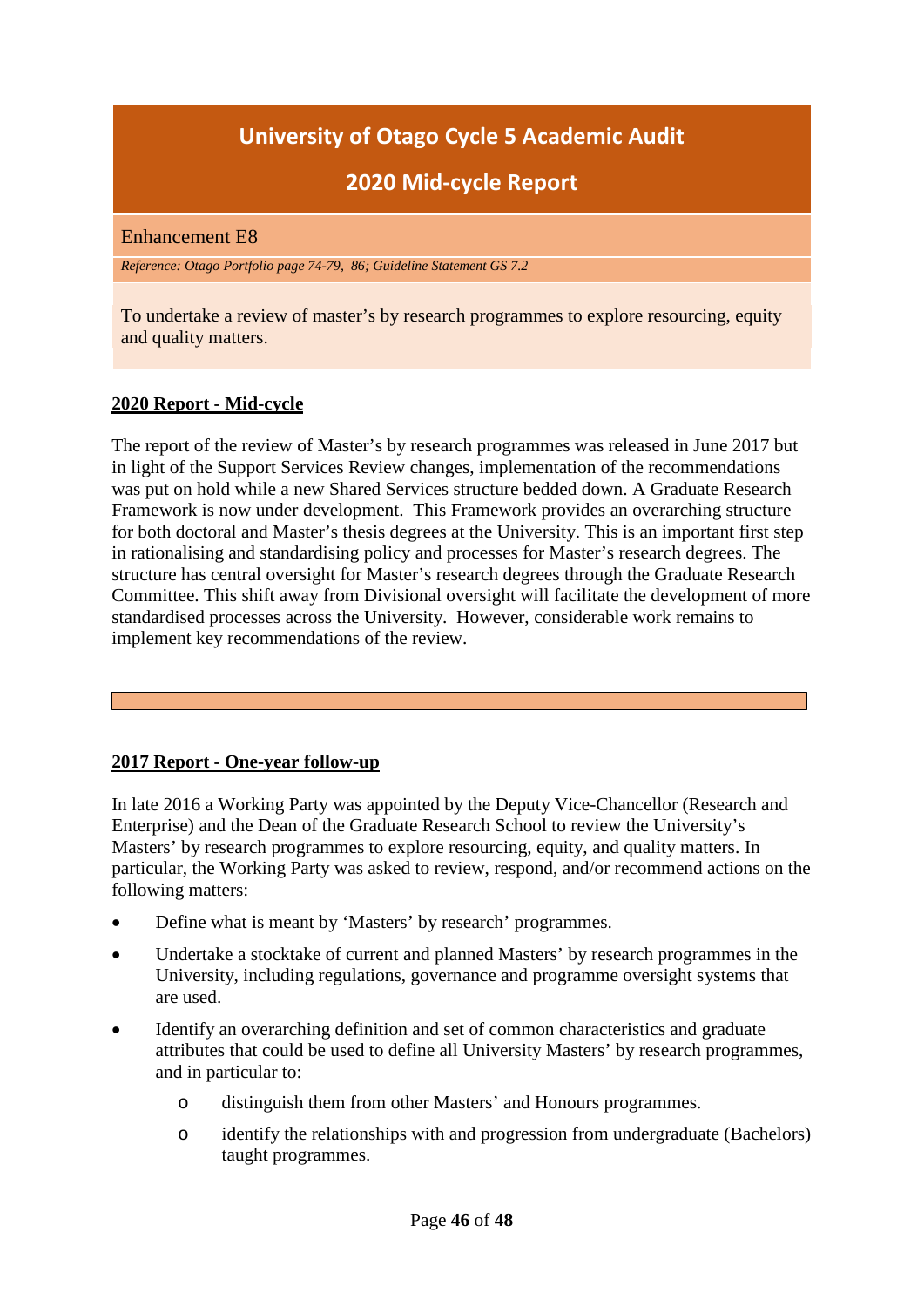# University of Otago Cycle 5 Academic Audit

## 2020 Mid-cycle Report

Enhancement E8

*Reference: Otago Portfolio page 74-79, 86; Guideline Statement GS 7.2*

To undertake a review of master's by research programmes to explore resourcing, equity and quality matters.

**2020 Report - Mid-cycle**

The report of the review of Master's by research programmes was released in June 2017 but in light of the Support Services Review changes, implementation of the recommendations was put on hold while a new Shared Services structure bedded down. A Graduate Research Framework is now under development. This Framework provides an overarching structure for both doctoral and Master's thesis degrees at the University. This is an important first step in rationalising and standardising policy and processes for Master's research degrees. The structure has central oversight for Master's research degrees through the Graduate Research Committee. This shift away from Divisional oversight will facilitate the development of more standardised processes across the University. However, considerable work remains to implement key recommendations of the review.

**2017 Report - One-year follow-up**

In late 2016 a Working Party was appointed by the Deputy Vice-Chancellor (Research and Enterprise) and the Dean of the Graduate Research School to review the University's Masters' by research programmes to explore resourcing, equity, and quality matters. In particular, the Working Party was asked to review, respond, and/or recommend actions on the following matters:

- Define what is meant by 'Masters' by research' programmes.
- Undertake a stocktake of current and planned Masters' by research programmes in the University, including regulations, governance and programme oversight systems that are used.
- Identify an overarching definition and set of common characteristics and graduate attributes that could be used to define all University Masters' by research programmes, and in particular to:
  - distinguish them from other Masters' and Honours programmes.
  - identify the relationships with and progression from undergraduate (Bachelors) taught programmes.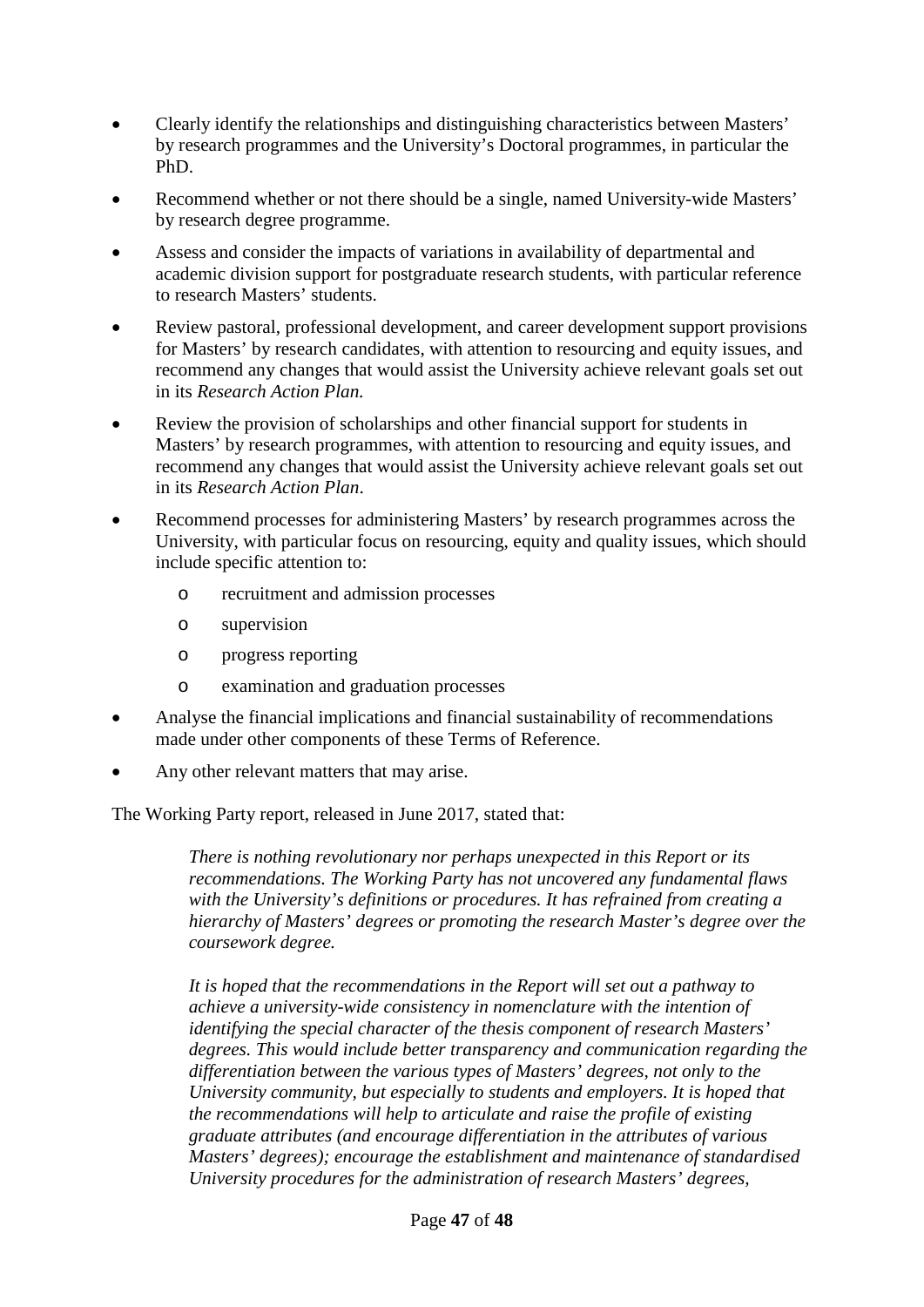- Clearly identify the relationships and distinguishing characteristics between Masters' by research programmes and the University's Doctoral programmes, in particular the PhD.
- Recommend whether or not there should be a single, named University-wide Masters' by research degree programme.
- Assess and consider the impacts of variations in availability of departmental and academic division support for postgraduate research students, with particular reference to research Masters' students.
- Review pastoral, professional development, and career development support provisions for Masters' by research candidates, with attention to resourcing and equity issues, and recommend any changes that would assist the University achieve relevant goals set out in its *Research Action Plan.*
- Review the provision of scholarships and other financial support for students in Masters' by research programmes, with attention to resourcing and equity issues, and recommend any changes that would assist the University achieve relevant goals set out in its *Research Action Plan*.
- Recommend processes for administering Masters' by research programmes across the University, with particular focus on resourcing, equity and quality issues, which should include specific attention to:
    - recruitment and admission processes
    - supervision
    - progress reporting
    - examination and graduation processes
- Analyse the financial implications and financial sustainability of recommendations made under other components of these Terms of Reference.
- Any other relevant matters that may arise.

The Working Party report, released in June 2017, stated that:

> *There is nothing revolutionary nor perhaps unexpected in this Report or its recommendations. The Working Party has not uncovered any fundamental flaws with the University's definitions or procedures. It has refrained from creating a hierarchy of Masters' degrees or promoting the research Master's degree over the coursework degree.*
>
> *It is hoped that the recommendations in the Report will set out a pathway to achieve a university-wide consistency in nomenclature with the intention of identifying the special character of the thesis component of research Masters' degrees. This would include better transparency and communication regarding the differentiation between the various types of Masters' degrees, not only to the University community, but especially to students and employers. It is hoped that the recommendations will help to articulate and raise the profile of existing graduate attributes (and encourage differentiation in the attributes of various Masters' degrees); encourage the establishment and maintenance of standardised University procedures for the administration of research Masters' degrees,*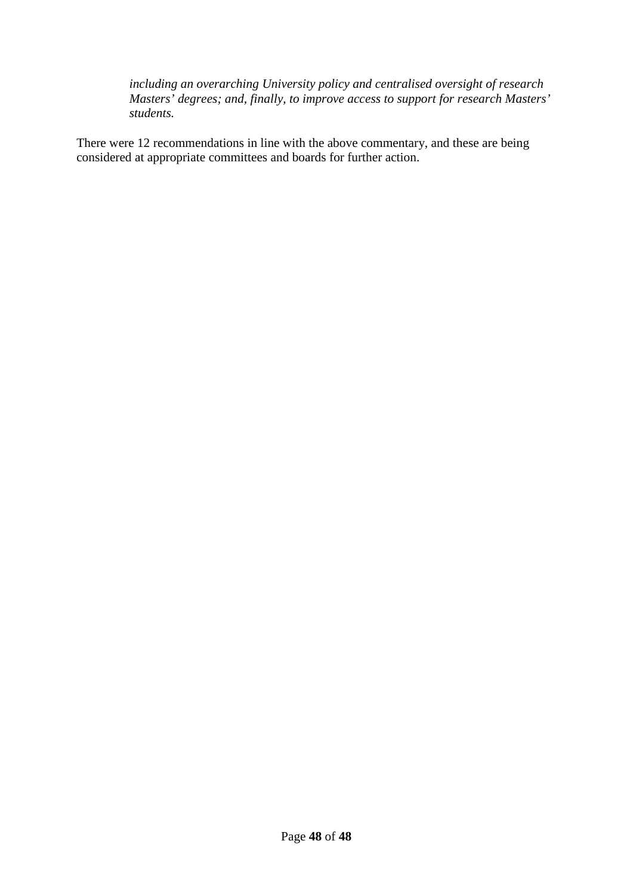*including an overarching University policy and centralised oversight of research Masters' degrees; and, finally, to improve access to support for research Masters' students.*

There were 12 recommendations in line with the above commentary, and these are being considered at appropriate committees and boards for further action.